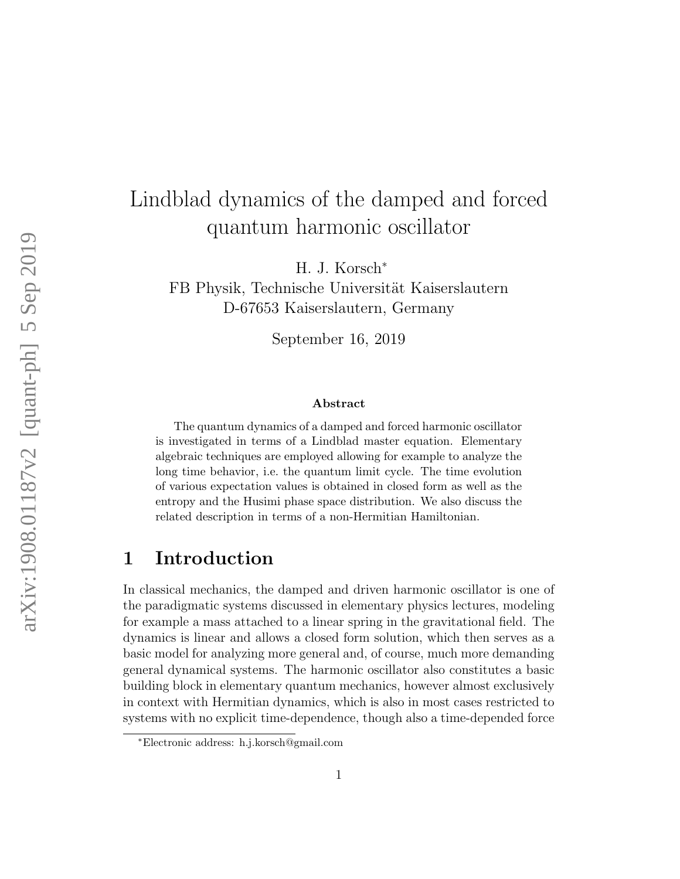# Lindblad dynamics of the damped and forced quantum harmonic oscillator

H. J. Korsch*

FB Physik, Technische Universität Kaiserslautern
D-67653 Kaiserslautern, Germany

September 16, 2019

### Abstract

The quantum dynamics of a damped and forced harmonic oscillator is investigated in terms of a Lindblad master equation. Elementary algebraic techniques are employed allowing for example to analyze the long time behavior, i.e. the quantum limit cycle. The time evolution of various expectation values is obtained in closed form as well as the entropy and the Husimi phase space distribution. We also discuss the related description in terms of a non-Hermitian Hamiltonian.

## 1 Introduction

In classical mechanics, the damped and driven harmonic oscillator is one of the paradigmatic systems discussed in elementary physics lectures, modeling for example a mass attached to a linear spring in the gravitational field. The dynamics is linear and allows a closed form solution, which then serves as a basic model for analyzing more general and, of course, much more demanding general dynamical systems. The harmonic oscillator also constitutes a basic building block in elementary quantum mechanics, however almost exclusively in context with Hermitian dynamics, which is also in most cases restricted to systems with no explicit time-dependence, though also a time-depended force

*Electronic address: h.j.korsch@gmail.com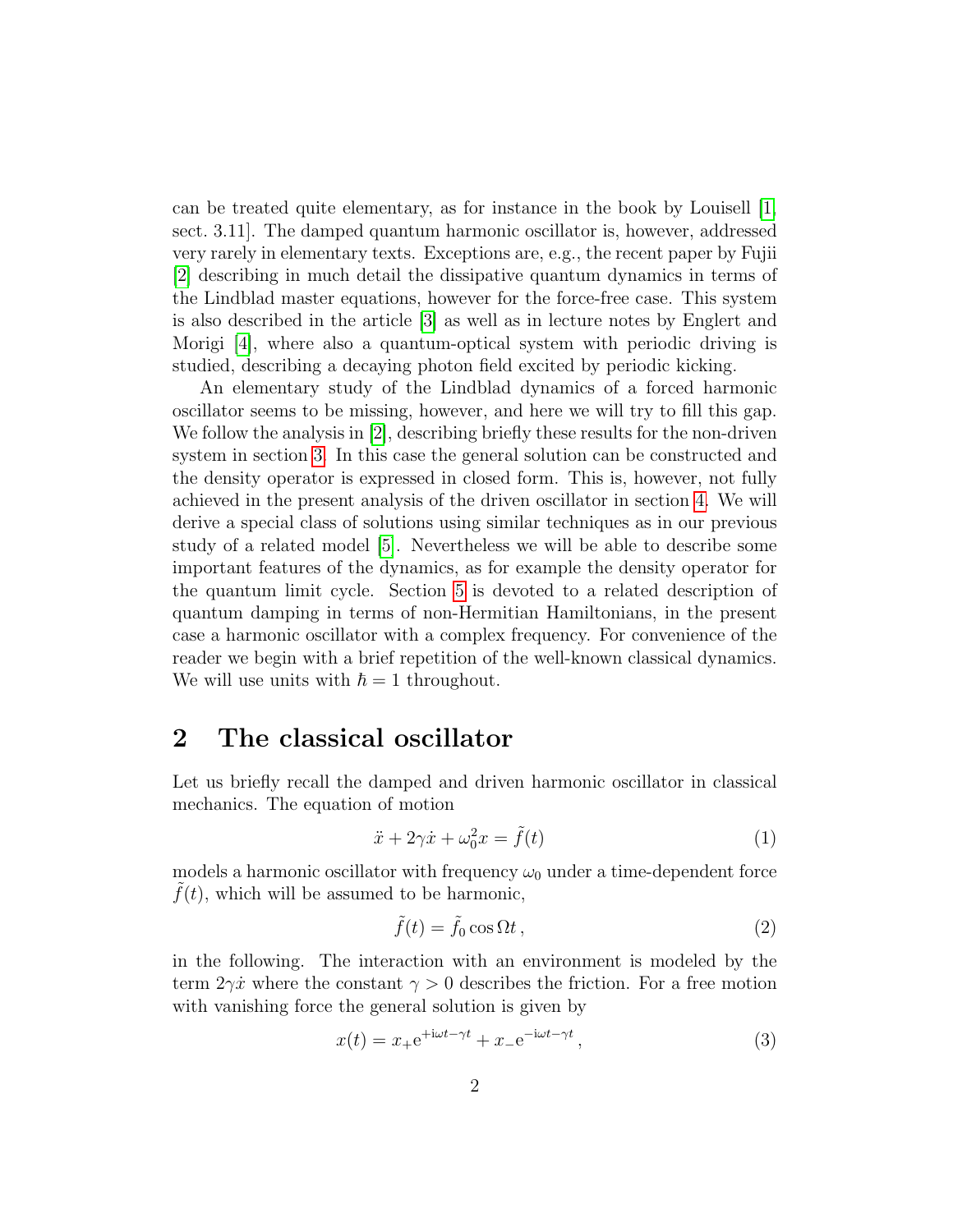can be treated quite elementary, as for instance in the book by Louisell [1, sect. 3.11]. The damped quantum harmonic oscillator is, however, addressed very rarely in elementary texts. Exceptions are, e.g., the recent paper by Fujii [2] describing in much detail the dissipative quantum dynamics in terms of the Lindblad master equations, however for the force-free case. This system is also described in the article [3] as well as in lecture notes by Englert and Morigi [4], where also a quantum-optical system with periodic driving is studied, describing a decaying photon field excited by periodic kicking.

An elementary study of the Lindblad dynamics of a forced harmonic oscillator seems to be missing, however, and here we will try to fill this gap. We follow the analysis in [2], describing briefly these results for the non-driven system in section 3. In this case the general solution can be constructed and the density operator is expressed in closed form. This is, however, not fully achieved in the present analysis of the driven oscillator in section 4. We will derive a special class of solutions using similar techniques as in our previous study of a related model [5]. Nevertheless we will be able to describe some important features of the dynamics, as for example the density operator for the quantum limit cycle. Section 5 is devoted to a related description of quantum damping in terms of non-Hermitian Hamiltonians, in the present case a harmonic oscillator with a complex frequency. For convenience of the reader we begin with a brief repetition of the well-known classical dynamics. We will use units with $\hbar = 1$ throughout.

## 2 The classical oscillator

Let us briefly recall the damped and driven harmonic oscillator in classical mechanics. The equation of motion

$$\ddot{x} + 2\gamma\dot{x} + \omega_0^2 x = \tilde{f}(t) \tag{1}$$

models a harmonic oscillator with frequency $\omega_0$ under a time-dependent force $\tilde{f}(t)$, which will be assumed to be harmonic,

$$\tilde{f}(t) = \tilde{f}_0 \cos \Omega t \,, \tag{2}$$

in the following. The interaction with an environment is modeled by the term $2\gamma\dot{x}$ where the constant $\gamma > 0$ describes the friction. For a free motion with vanishing force the general solution is given by

$$x(t) = x_+ \mathrm{e}^{+\mathrm{i}\omega t - \gamma t} + x_- \mathrm{e}^{-\mathrm{i}\omega t - \gamma t} \,, \tag{3}$$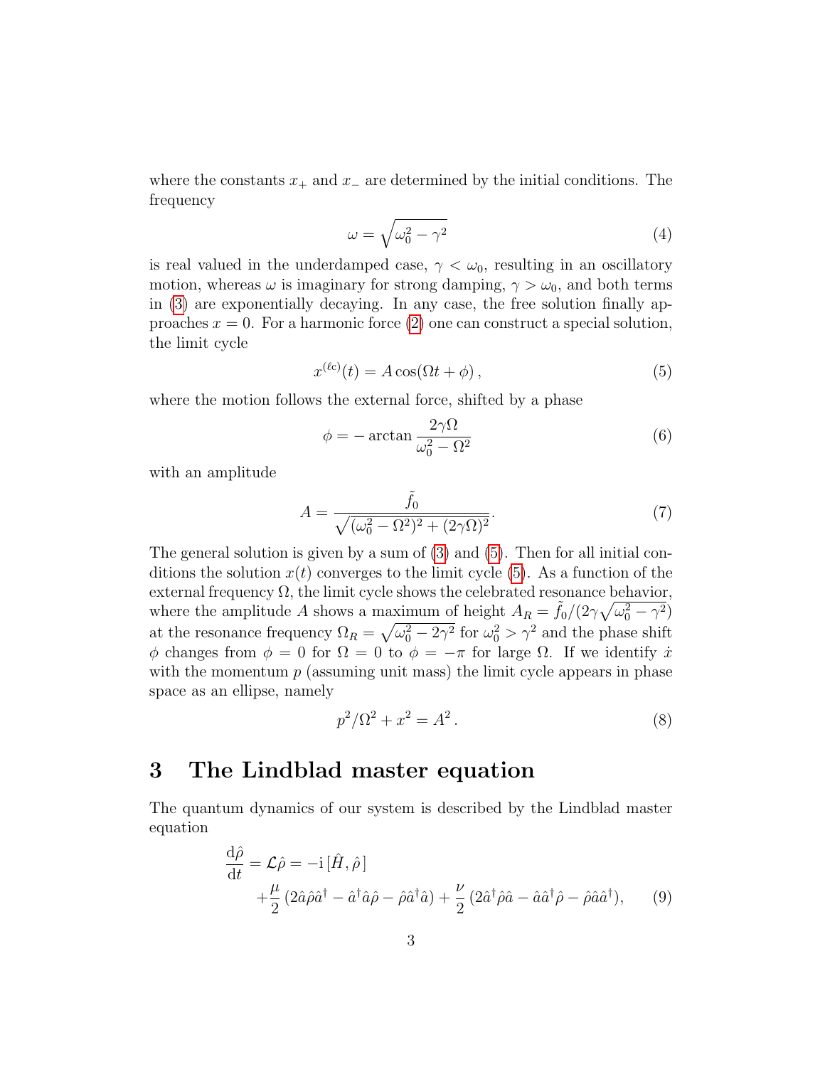where the constants $x_+$ and $x_-$ are determined by the initial conditions. The frequency

$$\omega = \sqrt{\omega_0^2 - \gamma^2} \tag{4}$$

is real valued in the underdamped case, $\gamma < \omega_0$, resulting in an oscillatory motion, whereas $\omega$ is imaginary for strong damping, $\gamma > \omega_0$, and both terms in (3) are exponentially decaying. In any case, the free solution finally approaches $x = 0$. For a harmonic force (2) one can construct a special solution, the limit cycle

$$x^{(\ell c)}(t) = A\cos(\Omega t + \phi)\,, \tag{5}$$

where the motion follows the external force, shifted by a phase

$$\phi = -\arctan\frac{2\gamma\Omega}{\omega_0^2 - \Omega^2} \tag{6}$$

with an amplitude

$$A = \frac{\tilde{f}_0}{\sqrt{(\omega_0^2 - \Omega^2)^2 + (2\gamma\Omega)^2}}. \tag{7}$$

The general solution is given by a sum of (3) and (5). Then for all initial conditions the solution $x(t)$ converges to the limit cycle (5). As a function of the external frequency $\Omega$, the limit cycle shows the celebrated resonance behavior, where the amplitude $A$ shows a maximum of height $A_R = \tilde{f}_0/(2\gamma\sqrt{\omega_0^2 - \gamma^2})$ at the resonance frequency $\Omega_R = \sqrt{\omega_0^2 - 2\gamma^2}$ for $\omega_0^2 > \gamma^2$ and the phase shift $\phi$ changes from $\phi = 0$ for $\Omega = 0$ to $\phi = -\pi$ for large $\Omega$. If we identify $\dot{x}$ with the momentum $p$ (assuming unit mass) the limit cycle appears in phase space as an ellipse, namely

$$p^2/\Omega^2 + x^2 = A^2\,. \tag{8}$$

## 3 The Lindblad master equation

The quantum dynamics of our system is described by the Lindblad master equation

$$\begin{aligned}\frac{\mathrm{d}\hat{\rho}}{\mathrm{d}t} = \mathcal{L}\hat{\rho} &= -\mathrm{i}\,[\hat{H},\hat{\rho}\,] \\ &+\frac{\mu}{2}\,(2\hat{a}\hat{\rho}\hat{a}^\dagger - \hat{a}^\dagger\hat{a}\hat{\rho} - \hat{\rho}\hat{a}^\dagger\hat{a}) + \frac{\nu}{2}\,(2\hat{a}^\dagger\hat{\rho}\hat{a} - \hat{a}\hat{a}^\dagger\hat{\rho} - \hat{\rho}\hat{a}\hat{a}^\dagger),\end{aligned} \tag{9}$$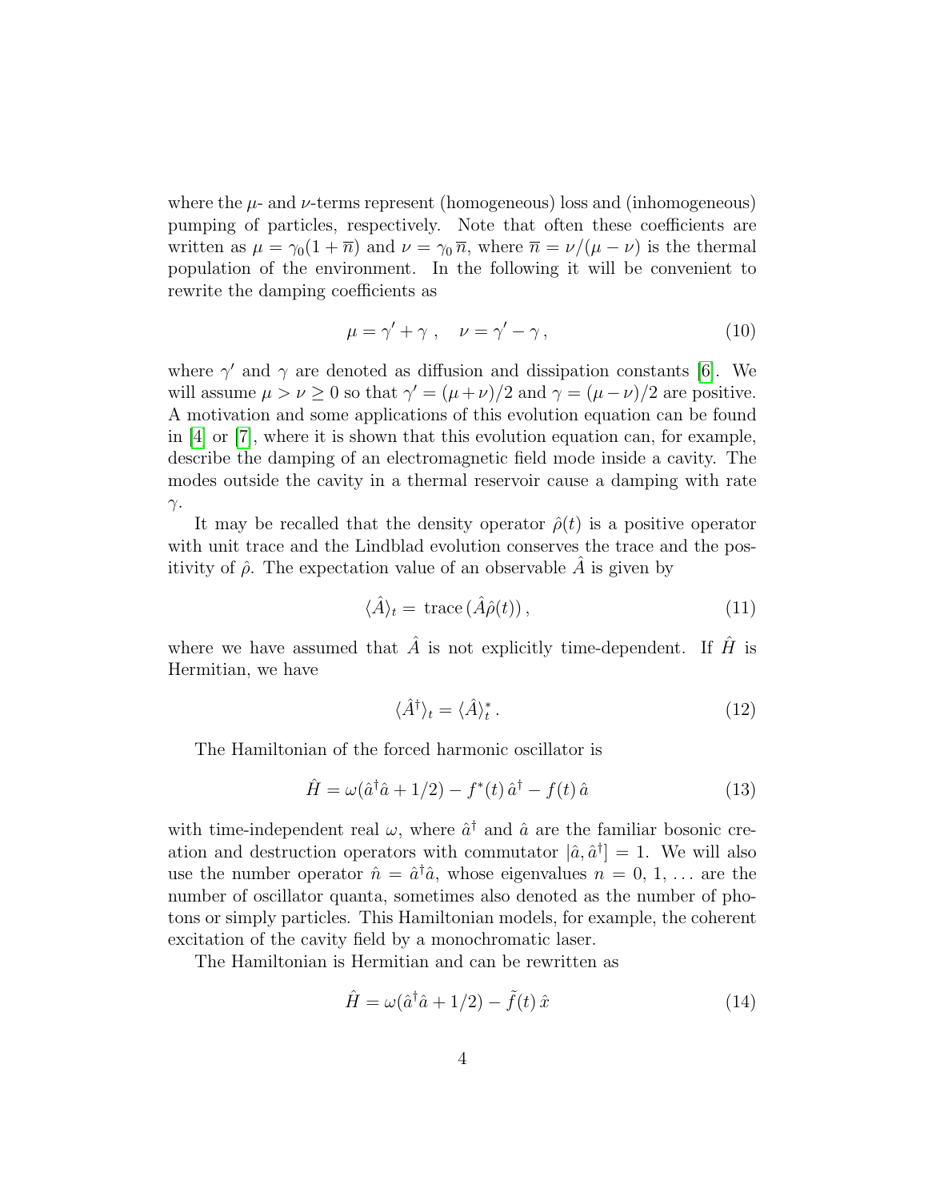where the $\mu$- and $\nu$-terms represent (homogeneous) loss and (inhomogeneous) pumping of particles, respectively. Note that often these coefficients are written as $\mu = \gamma_0(1 + \overline{n})$ and $\nu = \gamma_0 \, \overline{n}$, where $\overline{n} = \nu/(\mu - \nu)$ is the thermal population of the environment. In the following it will be convenient to rewrite the damping coefficients as

$$\mu = \gamma' + \gamma \,, \quad \nu = \gamma' - \gamma \,, \tag{10}$$

where $\gamma'$ and $\gamma$ are denoted as diffusion and dissipation constants [6]. We will assume $\mu > \nu \geq 0$ so that $\gamma' = (\mu + \nu)/2$ and $\gamma = (\mu - \nu)/2$ are positive. A motivation and some applications of this evolution equation can be found in [4] or [7], where it is shown that this evolution equation can, for example, describe the damping of an electromagnetic field mode inside a cavity. The modes outside the cavity in a thermal reservoir cause a damping with rate $\gamma$.

It may be recalled that the density operator $\hat{\rho}(t)$ is a positive operator with unit trace and the Lindblad evolution conserves the trace and the positivity of $\hat{\rho}$. The expectation value of an observable $\hat{A}$ is given by

$$\langle \hat{A} \rangle_t = \, \mathrm{trace}\, (\hat{A}\hat{\rho}(t)) \,, \tag{11}$$

where we have assumed that $\hat{A}$ is not explicitly time-dependent. If $\hat{H}$ is Hermitian, we have

$$\langle \hat{A}^\dagger \rangle_t = \langle \hat{A} \rangle_t^* \,. \tag{12}$$

The Hamiltonian of the forced harmonic oscillator is

$$\hat{H} = \omega(\hat{a}^\dagger \hat{a} + 1/2) - f^*(t)\, \hat{a}^\dagger - f(t)\, \hat{a} \tag{13}$$

with time-independent real $\omega$, where $\hat{a}^\dagger$ and $\hat{a}$ are the familiar bosonic creation and destruction operators with commutator $[\hat{a}, \hat{a}^\dagger] = 1$. We will also use the number operator $\hat{n} = \hat{a}^\dagger \hat{a}$, whose eigenvalues $n = 0,\, 1,\, \ldots$ are the number of oscillator quanta, sometimes also denoted as the number of photons or simply particles. This Hamiltonian models, for example, the coherent excitation of the cavity field by a monochromatic laser.

The Hamiltonian is Hermitian and can be rewritten as

$$\hat{H} = \omega(\hat{a}^\dagger \hat{a} + 1/2) - \tilde{f}(t)\, \hat{x} \tag{14}$$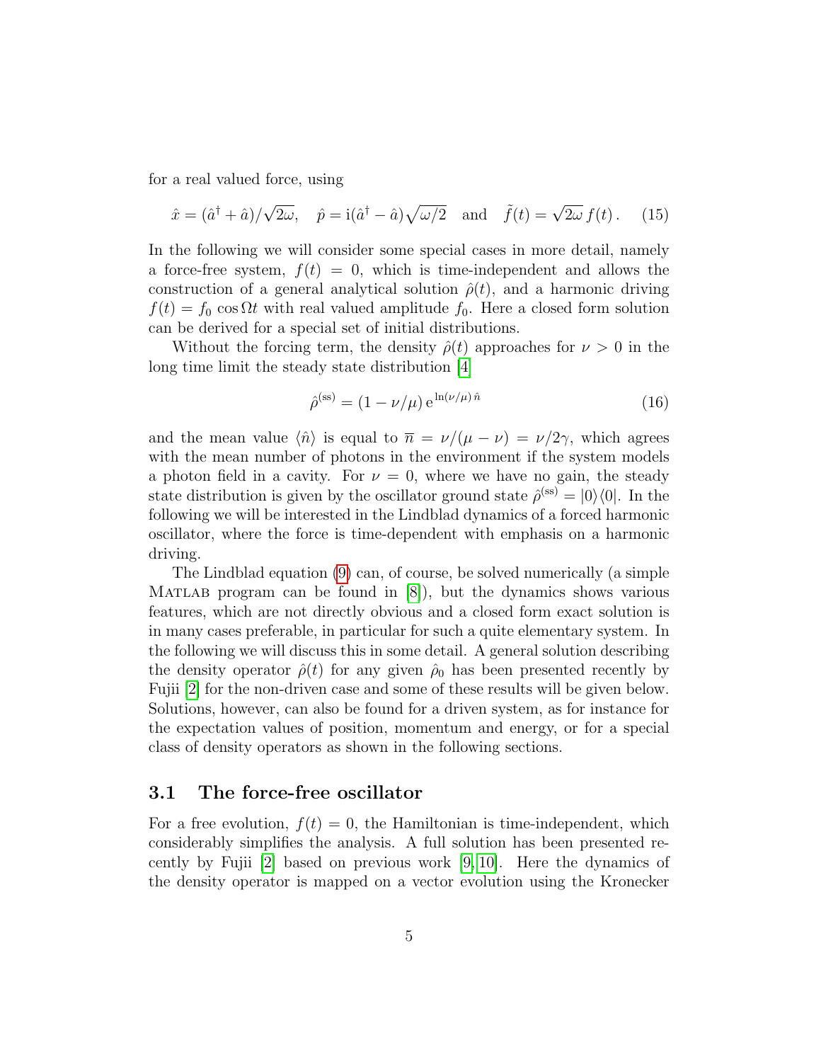for a real valued force, using

$$\hat{x} = (\hat{a}^\dagger + \hat{a})/\sqrt{2\omega}, \quad \hat{p} = \mathrm{i}(\hat{a}^\dagger - \hat{a})\sqrt{\omega/2} \quad \text{and} \quad \tilde{f}(t) = \sqrt{2\omega}\, f(t)\,. \tag{15}$$

In the following we will consider some special cases in more detail, namely a force-free system, $f(t) = 0$, which is time-independent and allows the construction of a general analytical solution $\hat{\rho}(t)$, and a harmonic driving $f(t) = f_0 \cos \Omega t$ with real valued amplitude $f_0$. Here a closed form solution can be derived for a special set of initial distributions.

Without the forcing term, the density $\hat{\rho}(t)$ approaches for $\nu > 0$ in the long time limit the steady state distribution [4]

$$\hat{\rho}^{(\mathrm{ss})} = (1 - \nu/\mu)\, \mathrm{e}^{\ln(\nu/\mu)\, \hat{n}} \tag{16}$$

and the mean value $\langle \hat{n} \rangle$ is equal to $\overline{n} = \nu/(\mu - \nu) = \nu/2\gamma$, which agrees with the mean number of photons in the environment if the system models a photon field in a cavity. For $\nu = 0$, where we have no gain, the steady state distribution is given by the oscillator ground state $\hat{\rho}^{(\mathrm{ss})} = |0\rangle\langle 0|$. In the following we will be interested in the Lindblad dynamics of a forced harmonic oscillator, where the force is time-dependent with emphasis on a harmonic driving.

The Lindblad equation (9) can, of course, be solved numerically (a simple Matlab program can be found in [8]), but the dynamics shows various features, which are not directly obvious and a closed form exact solution is in many cases preferable, in particular for such a quite elementary system. In the following we will discuss this in some detail. A general solution describing the density operator $\hat{\rho}(t)$ for any given $\hat{\rho}_0$ has been presented recently by Fujii [2] for the non-driven case and some of these results will be given below. Solutions, however, can also be found for a driven system, as for instance for the expectation values of position, momentum and energy, or for a special class of density operators as shown in the following sections.

## 3.1 The force-free oscillator

For a free evolution, $f(t) = 0$, the Hamiltonian is time-independent, which considerably simplifies the analysis. A full solution has been presented recently by Fujii [2] based on previous work [9, 10]. Here the dynamics of the density operator is mapped on a vector evolution using the Kronecker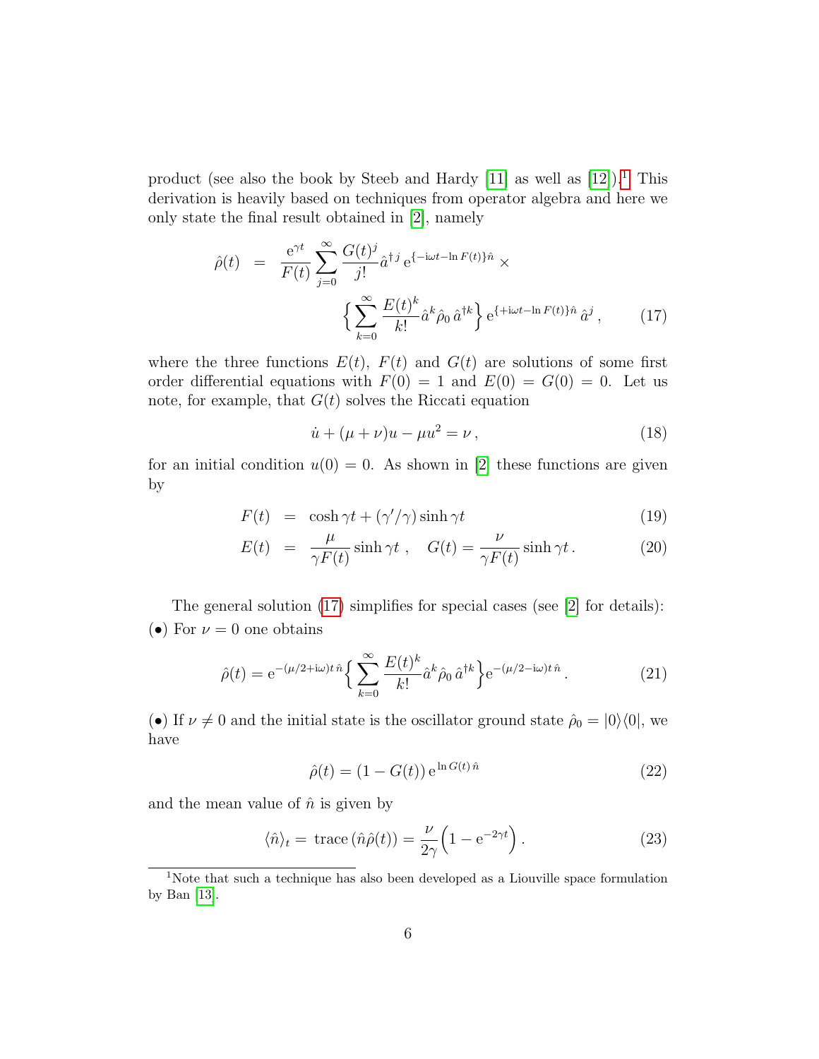product (see also the book by Steeb and Hardy [11] as well as [12]).[1] This derivation is heavily based on techniques from operator algebra and here we only state the final result obtained in [2], namely

$$
\begin{aligned}
\hat{\rho}(t) \;=\; \frac{\mathrm{e}^{\gamma t}}{F(t)} \sum_{j=0}^{\infty} \frac{G(t)^j}{j!} \hat{a}^{\dagger\, j}\, \mathrm{e}^{\{-\mathrm{i}\omega t - \ln F(t)\}\hat{n}} \times \\
\Big\{ \sum_{k=0}^{\infty} \frac{E(t)^k}{k!} \hat{a}^k \hat{\rho}_0\, \hat{a}^{\dagger k} \Big\}\, \mathrm{e}^{\{+\mathrm{i}\omega t - \ln F(t)\}\hat{n}}\, \hat{a}^j \,, \qquad (17)
\end{aligned}
$$

where the three functions $E(t)$, $F(t)$ and $G(t)$ are solutions of some first order differential equations with $F(0) = 1$ and $E(0) = G(0) = 0$. Let us note, for example, that $G(t)$ solves the Riccati equation

$$
\dot{u} + (\mu + \nu) u - \mu u^2 = \nu \,, \qquad (18)
$$

for an initial condition $u(0) = 0$. As shown in [2] these functions are given by

$$
F(t) \;=\; \cosh \gamma t + (\gamma'/\gamma) \sinh \gamma t \qquad (19)
$$

$$
E(t) \;=\; \frac{\mu}{\gamma F(t)} \sinh \gamma t \;, \quad G(t) = \frac{\nu}{\gamma F(t)} \sinh \gamma t \,. \qquad (20)
$$

The general solution (17) simplifies for special cases (see [2] for details):
(•) For $\nu = 0$ one obtains

$$
\hat{\rho}(t) = \mathrm{e}^{-(\mu/2 + \mathrm{i}\omega) t\, \hat{n}} \Big\{ \sum_{k=0}^{\infty} \frac{E(t)^k}{k!} \hat{a}^k \hat{\rho}_0\, \hat{a}^{\dagger k} \Big\} \mathrm{e}^{-(\mu/2 - \mathrm{i}\omega) t\, \hat{n}} \,. \qquad (21)
$$

(•) If $\nu \neq 0$ and the initial state is the oscillator ground state $\hat{\rho}_0 = |0\rangle\langle 0|$, we have

$$
\hat{\rho}(t) = (1 - G(t))\, \mathrm{e}^{\ln G(t)\, \hat{n}} \qquad (22)
$$

and the mean value of $\hat{n}$ is given by

$$
\langle \hat{n} \rangle_t = \text{ trace}\,(\hat{n}\hat{\rho}(t)) = \frac{\nu}{2\gamma} \Big( 1 - \mathrm{e}^{-2\gamma t} \Big) \,. \qquad (23)
$$

[1] Note that such a technique has also been developed as a Liouville space formulation by Ban [13].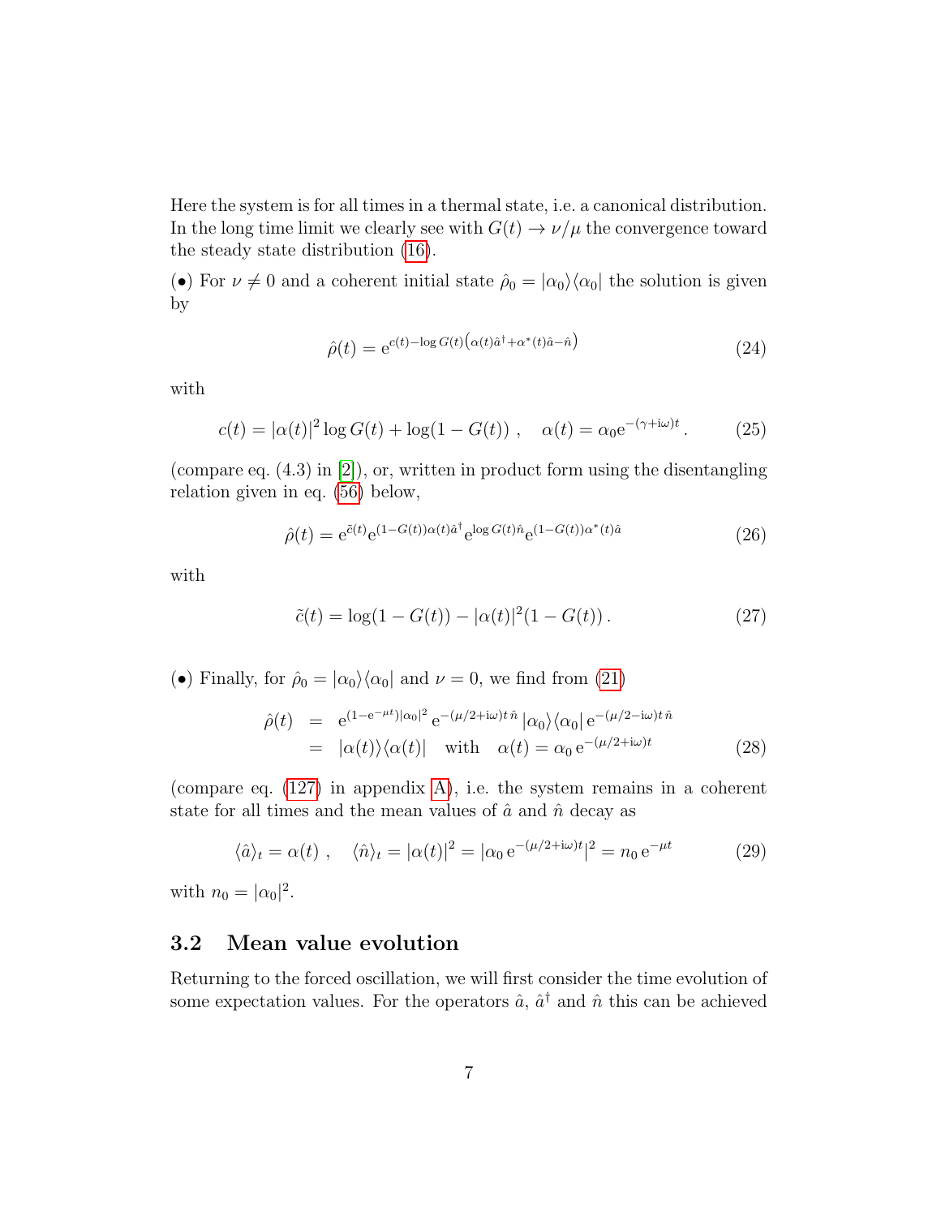Here the system is for all times in a thermal state, i.e. a canonical distribution. In the long time limit we clearly see with $G(t) \to \nu/\mu$ the convergence toward the steady state distribution (16).

(•) For $\nu \neq 0$ and a coherent initial state $\hat{\rho}_0 = |\alpha_0\rangle\langle\alpha_0|$ the solution is given by

$$\hat{\rho}(t) = \mathrm{e}^{c(t) - \log G(t)\left(\alpha(t)\hat{a}^\dagger + \alpha^*(t)\hat{a} - \hat{n}\right)} \tag{24}$$

with

$$c(t) = |\alpha(t)|^2 \log G(t) + \log(1 - G(t)) \ , \quad \alpha(t) = \alpha_0 \mathrm{e}^{-(\gamma + \mathrm{i}\omega)t} \, . \tag{25}$$

(compare eq. (4.3) in [2]), or, written in product form using the disentangling relation given in eq. (56) below,

$$\hat{\rho}(t) = \mathrm{e}^{\tilde{c}(t)} \mathrm{e}^{(1-G(t))\alpha(t)\hat{a}^\dagger} \mathrm{e}^{\log G(t)\hat{n}} \mathrm{e}^{(1-G(t))\alpha^*(t)\hat{a}} \tag{26}$$

with

$$\tilde{c}(t) = \log(1 - G(t)) - |\alpha(t)|^2 (1 - G(t)) \, . \tag{27}$$

(•) Finally, for $\hat{\rho}_0 = |\alpha_0\rangle\langle\alpha_0|$ and $\nu = 0$, we find from (21)

$$\begin{aligned} \hat{\rho}(t) &= \mathrm{e}^{(1-\mathrm{e}^{-\mu t})|\alpha_0|^2} \, \mathrm{e}^{-(\mu/2 + \mathrm{i}\omega)t \, \hat{n}} \, |\alpha_0\rangle\langle\alpha_0| \, \mathrm{e}^{-(\mu/2 - \mathrm{i}\omega)t \, \hat{n}} \\ &= |\alpha(t)\rangle\langle\alpha(t)| \quad \text{with} \quad \alpha(t) = \alpha_0 \, \mathrm{e}^{-(\mu/2 + \mathrm{i}\omega)t} \end{aligned} \tag{28}$$

(compare eq. (127) in appendix A), i.e. the system remains in a coherent state for all times and the mean values of $\hat{a}$ and $\hat{n}$ decay as

$$\langle \hat{a} \rangle_t = \alpha(t) \ , \quad \langle \hat{n} \rangle_t = |\alpha(t)|^2 = |\alpha_0 \, \mathrm{e}^{-(\mu/2 + \mathrm{i}\omega)t}|^2 = n_0 \, \mathrm{e}^{-\mu t} \tag{29}$$

with $n_0 = |\alpha_0|^2$.

## 3.2 Mean value evolution

Returning to the forced oscillation, we will first consider the time evolution of some expectation values. For the operators $\hat{a}$, $\hat{a}^\dagger$ and $\hat{n}$ this can be achieved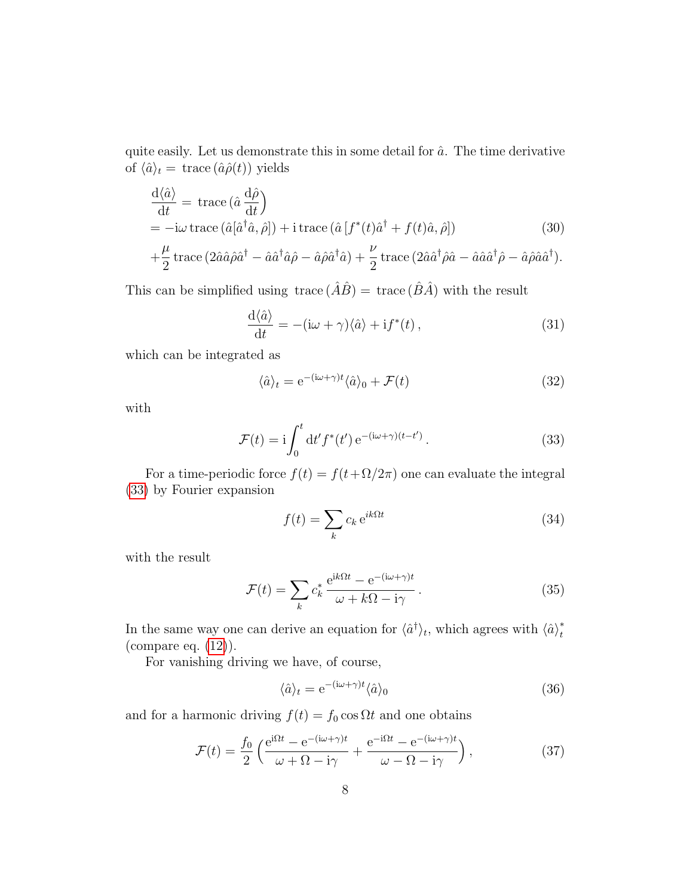quite easily. Let us demonstrate this in some detail for $\hat{a}$. The time derivative of $\langle \hat{a} \rangle_t = \text{trace}\,(\hat{a}\hat{\rho}(t))$ yields

$$
\begin{aligned}
\frac{\mathrm{d}\langle \hat{a} \rangle}{\mathrm{d}t} &= \text{trace}\,(\hat{a}\,\frac{\mathrm{d}\hat{\rho}}{\mathrm{d}t}) \\
&= -\mathrm{i}\omega\,\text{trace}\,(\hat{a}[\hat{a}^\dagger \hat{a}, \hat{\rho}]) + \mathrm{i}\,\text{trace}\,(\hat{a}\,[f^*(t)\hat{a}^\dagger + f(t)\hat{a}, \hat{\rho}]) \\
&+\frac{\mu}{2}\,\text{trace}\,(2\hat{a}\hat{a}\hat{\rho}\hat{a}^\dagger - \hat{a}\hat{a}^\dagger\hat{a}\hat{\rho} - \hat{a}\hat{\rho}\hat{a}^\dagger\hat{a}) + \frac{\nu}{2}\,\text{trace}\,(2\hat{a}\hat{a}^\dagger\hat{\rho}\hat{a} - \hat{a}\hat{a}\hat{a}^\dagger\hat{\rho} - \hat{a}\hat{\rho}\hat{a}\hat{a}^\dagger).
\end{aligned} \tag{30}
$$

This can be simplified using $\text{trace}\,(\hat{A}\hat{B}) = \text{trace}\,(\hat{B}\hat{A})$ with the result

$$
\frac{\mathrm{d}\langle \hat{a} \rangle}{\mathrm{d}t} = -(\mathrm{i}\omega + \gamma)\langle \hat{a} \rangle + \mathrm{i}f^*(t)\,, \tag{31}
$$

which can be integrated as

$$
\langle \hat{a} \rangle_t = \mathrm{e}^{-(\mathrm{i}\omega+\gamma)t}\langle \hat{a} \rangle_0 + \mathcal{F}(t) \tag{32}
$$

with

$$
\mathcal{F}(t) = \mathrm{i}\int_0^t \mathrm{d}t' f^*(t')\,\mathrm{e}^{-(\mathrm{i}\omega+\gamma)(t-t')}\,. \tag{33}
$$

For a time-periodic force $f(t) = f(t+\Omega/2\pi)$ one can evaluate the integral (33) by Fourier expansion

$$
f(t) = \sum_k c_k\,\mathrm{e}^{ik\Omega t} \tag{34}
$$

with the result

$$
\mathcal{F}(t) = \sum_k c_k^*\,\frac{\mathrm{e}^{\mathrm{i}k\Omega t} - \mathrm{e}^{-(\mathrm{i}\omega+\gamma)t}}{\omega + k\Omega - \mathrm{i}\gamma}\,. \tag{35}
$$

In the same way one can derive an equation for $\langle \hat{a}^\dagger \rangle_t$, which agrees with $\langle \hat{a} \rangle_t^*$ (compare eq. (12)).

For vanishing driving we have, of course,

$$
\langle \hat{a} \rangle_t = \mathrm{e}^{-(\mathrm{i}\omega+\gamma)t}\langle \hat{a} \rangle_0 \tag{36}
$$

and for a harmonic driving $f(t) = f_0\cos\Omega t$ and one obtains

$$
\mathcal{F}(t) = \frac{f_0}{2}\Big(\frac{\mathrm{e}^{\mathrm{i}\Omega t} - \mathrm{e}^{-(\mathrm{i}\omega+\gamma)t}}{\omega + \Omega - \mathrm{i}\gamma} + \frac{\mathrm{e}^{-\mathrm{i}\Omega t} - \mathrm{e}^{-(\mathrm{i}\omega+\gamma)t}}{\omega - \Omega - \mathrm{i}\gamma}\Big)\,, \tag{37}
$$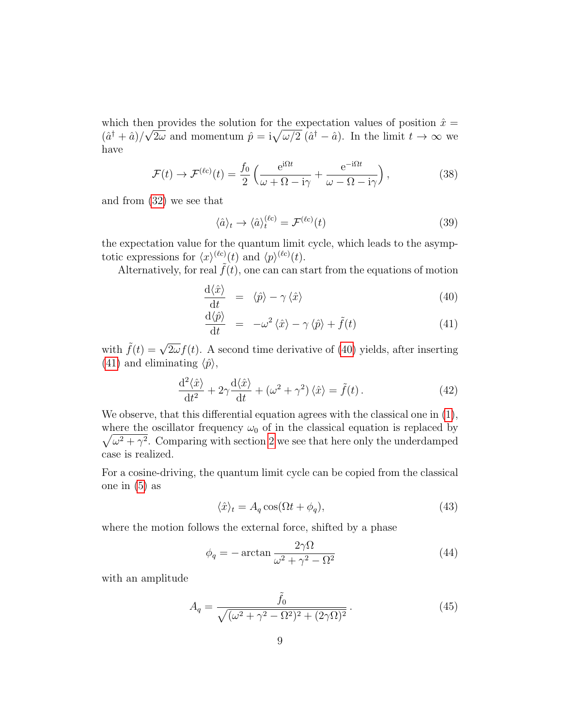which then provides the solution for the expectation values of position $\hat{x} = (\hat{a}^\dagger + \hat{a})/\sqrt{2\omega}$ and momentum $\hat{p} = \mathrm{i}\sqrt{\omega/2}\,(\hat{a}^\dagger - \hat{a})$. In the limit $t \to \infty$ we have

$$\mathcal{F}(t) \to \mathcal{F}^{(\ell c)}(t) = \frac{f_0}{2}\left(\frac{\mathrm{e}^{\mathrm{i}\Omega t}}{\omega + \Omega - \mathrm{i}\gamma} + \frac{\mathrm{e}^{-\mathrm{i}\Omega t}}{\omega - \Omega - \mathrm{i}\gamma}\right), \tag{38}$$

and from (32) we see that

$$\langle \hat{a} \rangle_t \to \langle \hat{a} \rangle_t^{(\ell c)} = \mathcal{F}^{(\ell c)}(t) \tag{39}$$

the expectation value for the quantum limit cycle, which leads to the asymptotic expressions for $\langle x \rangle^{(\ell c)}(t)$ and $\langle p \rangle^{(\ell c)}(t)$.

Alternatively, for real $\tilde{f}(t)$, one can can start from the equations of motion

$$\frac{\mathrm{d}\langle \hat{x} \rangle}{\mathrm{d}t} = \langle \hat{p} \rangle - \gamma \langle \hat{x} \rangle \tag{40}$$

$$\frac{\mathrm{d}\langle \hat{p} \rangle}{\mathrm{d}t} = -\omega^2 \langle \hat{x} \rangle - \gamma \langle \hat{p} \rangle + \tilde{f}(t) \tag{41}$$

with $\tilde{f}(t) = \sqrt{2\omega} f(t)$. A second time derivative of (40) yields, after inserting (41) and eliminating $\langle \hat{p} \rangle$,

$$\frac{\mathrm{d}^2\langle \hat{x} \rangle}{\mathrm{d}t^2} + 2\gamma \frac{\mathrm{d}\langle \hat{x} \rangle}{\mathrm{d}t} + (\omega^2 + \gamma^2)\langle \hat{x} \rangle = \tilde{f}(t)\,. \tag{42}$$

We observe, that this differential equation agrees with the classical one in (1), where the oscillator frequency $\omega_0$ of in the classical equation is replaced by $\sqrt{\omega^2 + \gamma^2}$. Comparing with section 2 we see that here only the underdamped case is realized.

For a cosine-driving, the quantum limit cycle can be copied from the classical one in (5) as

$$\langle \hat{x} \rangle_t = A_q \cos(\Omega t + \phi_q), \tag{43}$$

where the motion follows the external force, shifted by a phase

$$\phi_q = -\arctan \frac{2\gamma\Omega}{\omega^2 + \gamma^2 - \Omega^2} \tag{44}$$

with an amplitude

$$A_q = \frac{\tilde{f}_0}{\sqrt{(\omega^2 + \gamma^2 - \Omega^2)^2 + (2\gamma\Omega)^2}}\,. \tag{45}$$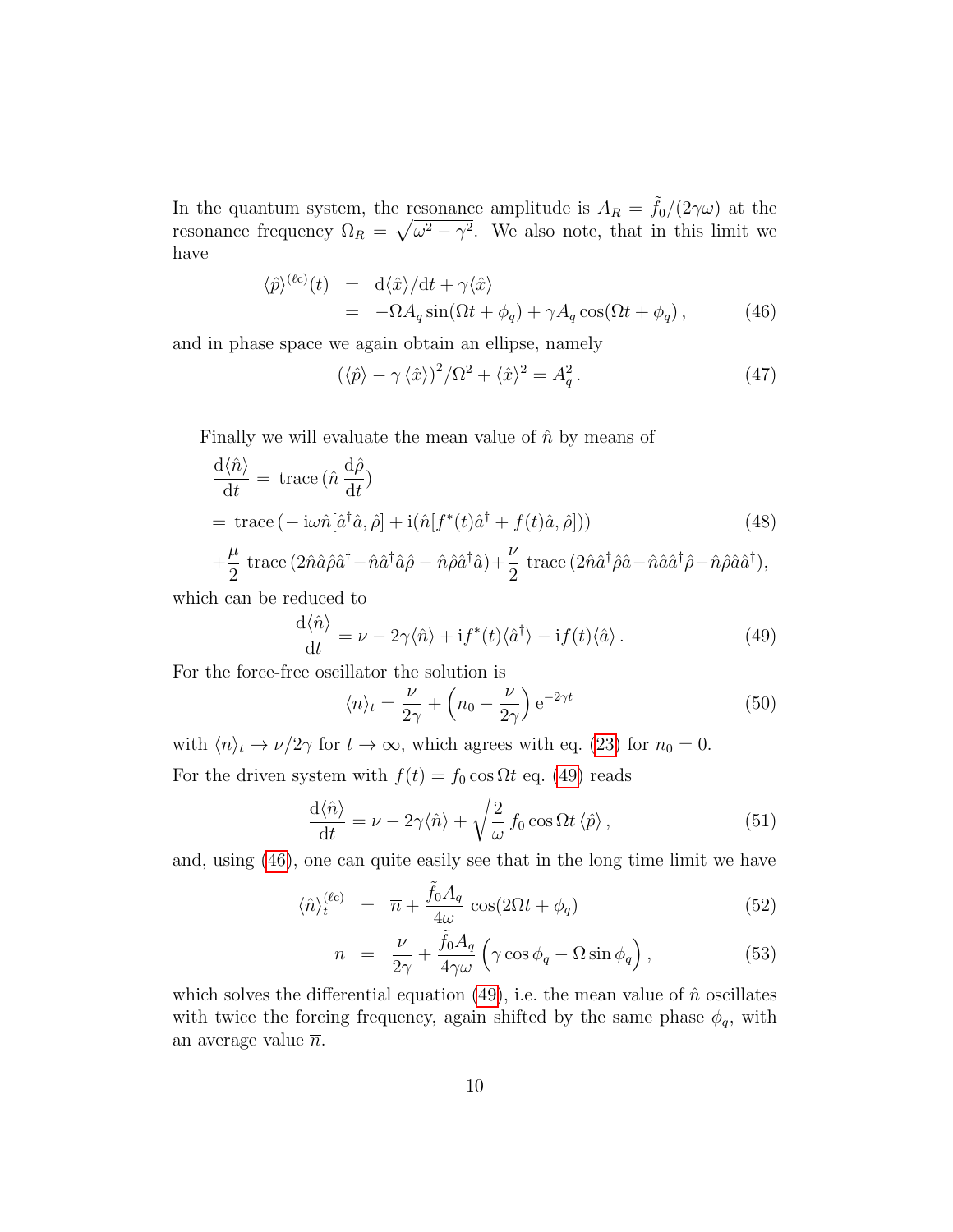In the quantum system, the resonance amplitude is $A_R = \tilde{f}_0/(2\gamma\omega)$ at the resonance frequency $\Omega_R = \sqrt{\omega^2 - \gamma^2}$. We also note, that in this limit we have

$$
\begin{aligned}
\langle \hat{p} \rangle^{(\ell c)}(t) &= \mathrm{d}\langle \hat{x} \rangle/\mathrm{d}t + \gamma \langle \hat{x} \rangle \\
&= -\Omega A_q \sin(\Omega t + \phi_q) + \gamma A_q \cos(\Omega t + \phi_q)\,,
\end{aligned} \tag{46}
$$

and in phase space we again obtain an ellipse, namely

$$
\left(\langle \hat{p} \rangle - \gamma \langle \hat{x} \rangle\right)^2/\Omega^2 + \langle \hat{x} \rangle^2 = A_q^2\,. \tag{47}
$$

Finally we will evaluate the mean value of $\hat{n}$ by means of

$$
\begin{aligned}
&\frac{\mathrm{d}\langle \hat{n} \rangle}{\mathrm{d}t} = \mathrm{trace}\,(\hat{n}\,\frac{\mathrm{d}\hat{\rho}}{\mathrm{d}t}) \\
&= \mathrm{trace}\,(-\,\mathrm{i}\omega\hat{n}[\hat{a}^\dagger\hat{a},\hat{\rho}] + \mathrm{i}(\hat{n}[f^*(t)\hat{a}^\dagger + f(t)\hat{a},\hat{\rho}])) \\
&+ \frac{\mu}{2}\,\mathrm{trace}\,(2\hat{n}\hat{a}\hat{\rho}\hat{a}^\dagger - \hat{n}\hat{a}^\dagger\hat{a}\hat{\rho} - \hat{n}\hat{\rho}\hat{a}^\dagger\hat{a}) + \frac{\nu}{2}\,\mathrm{trace}\,(2\hat{n}\hat{a}^\dagger\hat{\rho}\hat{a} - \hat{n}\hat{a}\hat{a}^\dagger\hat{\rho} - \hat{n}\hat{\rho}\hat{a}\hat{a}^\dagger),
\end{aligned} \tag{48}
$$

which can be reduced to

$$
\frac{\mathrm{d}\langle \hat{n} \rangle}{\mathrm{d}t} = \nu - 2\gamma\langle \hat{n} \rangle + \mathrm{i}f^*(t)\langle \hat{a}^\dagger \rangle - \mathrm{i}f(t)\langle \hat{a} \rangle\,. \tag{49}
$$

For the force-free oscillator the solution is

$$
\langle n \rangle_t = \frac{\nu}{2\gamma} + \left(n_0 - \frac{\nu}{2\gamma}\right)\mathrm{e}^{-2\gamma t} \tag{50}
$$

with $\langle n \rangle_t \to \nu/2\gamma$ for $t \to \infty$, which agrees with eq. (23) for $n_0 = 0$.

For the driven system with $f(t) = f_0 \cos \Omega t$ eq. (49) reads

$$
\frac{\mathrm{d}\langle \hat{n} \rangle}{\mathrm{d}t} = \nu - 2\gamma\langle \hat{n} \rangle + \sqrt{\frac{2}{\omega}}\,f_0 \cos \Omega t\,\langle \hat{p} \rangle\,, \tag{51}
$$

and, using (46), one can quite easily see that in the long time limit we have

$$
\langle \hat{n} \rangle_t^{(\ell c)} = \overline{n} + \frac{\tilde{f}_0 A_q}{4\omega}\cos(2\Omega t + \phi_q) \tag{52}
$$

$$
\overline{n} = \frac{\nu}{2\gamma} + \frac{\tilde{f}_0 A_q}{4\gamma\omega}\left(\gamma \cos \phi_q - \Omega \sin \phi_q\right), \tag{53}
$$

which solves the differential equation (49), i.e. the mean value of $\hat{n}$ oscillates with twice the forcing frequency, again shifted by the same phase $\phi_q$, with an average value $\overline{n}$.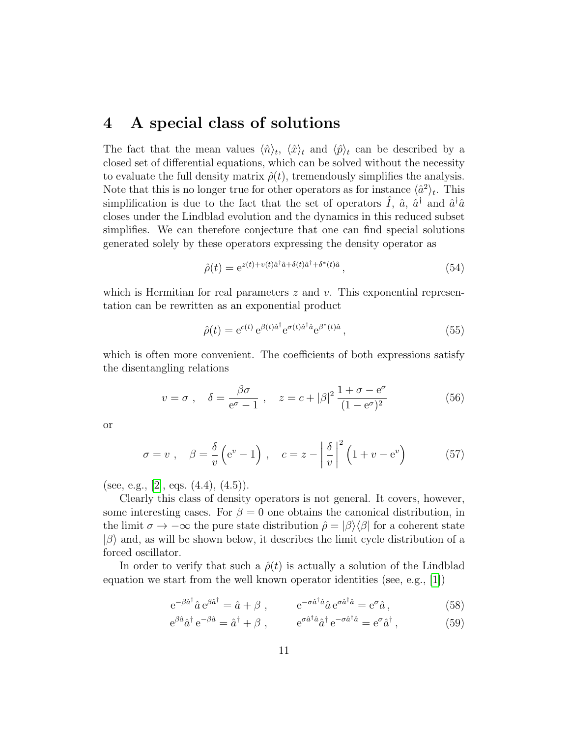## 4 A special class of solutions

The fact that the mean values $\langle \hat{n} \rangle_t$, $\langle \hat{x} \rangle_t$ and $\langle \hat{p} \rangle_t$ can be described by a closed set of differential equations, which can be solved without the necessity to evaluate the full density matrix $\hat{\rho}(t)$, tremendously simplifies the analysis. Note that this is no longer true for other operators as for instance $\langle \hat{a}^2 \rangle_t$. This simplification is due to the fact that the set of operators $\hat{I}$, $\hat{a}$, $\hat{a}^\dagger$ and $\hat{a}^\dagger \hat{a}$ closes under the Lindblad evolution and the dynamics in this reduced subset simplifies. We can therefore conjecture that one can find special solutions generated solely by these operators expressing the density operator as

$$
\hat{\rho}(t) = \mathrm{e}^{z(t) + v(t)\hat{a}^\dagger \hat{a} + \delta(t)\hat{a}^\dagger + \delta^*(t)\hat{a}}\,, \tag{54}
$$

which is Hermitian for real parameters $z$ and $v$. This exponential representation can be rewritten as an exponential product

$$
\hat{\rho}(t) = \mathrm{e}^{c(t)}\, \mathrm{e}^{\beta(t)\hat{a}^\dagger} \mathrm{e}^{\sigma(t)\hat{a}^\dagger \hat{a}} \mathrm{e}^{\beta^*(t)\hat{a}}\,, \tag{55}
$$

which is often more convenient. The coefficients of both expressions satisfy the disentangling relations

$$
v = \sigma\ , \quad \delta = \frac{\beta\sigma}{\mathrm{e}^\sigma - 1}\ , \quad z = c + |\beta|^2\, \frac{1 + \sigma - \mathrm{e}^\sigma}{(1 - \mathrm{e}^\sigma)^2} \tag{56}
$$

or

$$
\sigma = v\ , \quad \beta = \frac{\delta}{v}\Big(\mathrm{e}^v - 1\Big)\ , \quad c = z - \left|\frac{\delta}{v}\right|^2 \Big(1 + v - \mathrm{e}^v\Big) \tag{57}
$$

(see, e.g., [2], eqs. (4.4), (4.5)).

Clearly this class of density operators is not general. It covers, however, some interesting cases. For $\beta = 0$ one obtains the canonical distribution, in the limit $\sigma \to -\infty$ the pure state distribution $\hat{\rho} = |\beta\rangle\langle\beta|$ for a coherent state $|\beta\rangle$ and, as will be shown below, it describes the limit cycle distribution of a forced oscillator.

In order to verify that such a $\hat{\rho}(t)$ is actually a solution of the Lindblad equation we start from the well known operator identities (see, e.g., [1])

$$
\mathrm{e}^{-\beta\hat{a}^\dagger}\, \hat{a}\, \mathrm{e}^{\beta\hat{a}^\dagger} = \hat{a} + \beta\ , \qquad \mathrm{e}^{-\sigma\hat{a}^\dagger\hat{a}}\, \hat{a}\, \mathrm{e}^{\sigma\hat{a}^\dagger\hat{a}} = \mathrm{e}^\sigma \hat{a}\,, \tag{58}
$$

$$
\mathrm{e}^{\beta\hat{a}}\, \hat{a}^\dagger\, \mathrm{e}^{-\beta\hat{a}} = \hat{a}^\dagger + \beta\ , \qquad \mathrm{e}^{\sigma\hat{a}^\dagger\hat{a}}\, \hat{a}^\dagger\, \mathrm{e}^{-\sigma\hat{a}^\dagger\hat{a}} = \mathrm{e}^\sigma \hat{a}^\dagger\,, \tag{59}
$$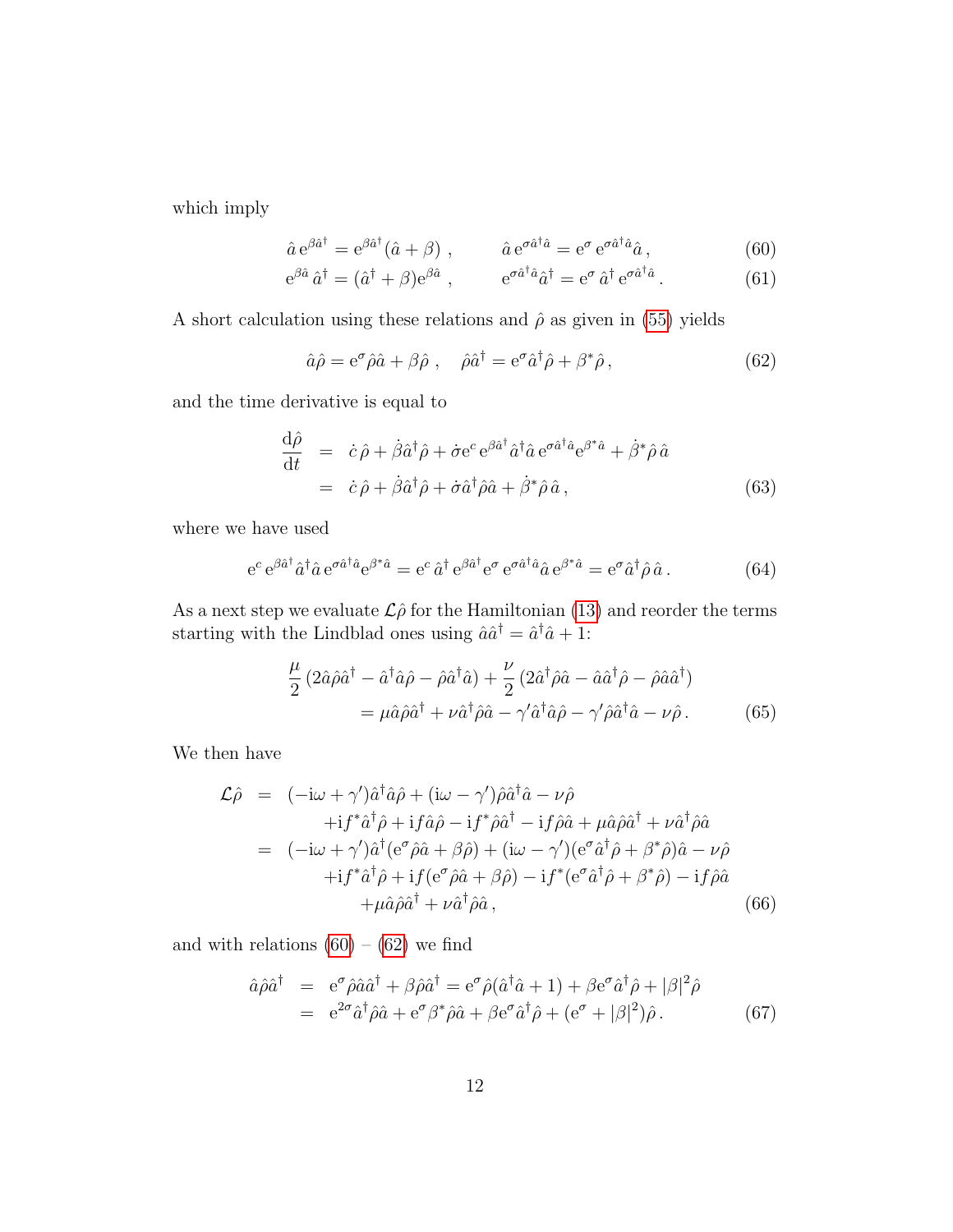which imply

$$\hat{a}\,\mathrm{e}^{\beta\hat{a}^\dagger} = \mathrm{e}^{\beta\hat{a}^\dagger}(\hat{a}+\beta)\;, \qquad \hat{a}\,\mathrm{e}^{\sigma\hat{a}^\dagger\hat{a}} = \mathrm{e}^{\sigma}\,\mathrm{e}^{\sigma\hat{a}^\dagger\hat{a}}\hat{a}\,, \tag{60}$$

$$\mathrm{e}^{\beta\hat{a}}\,\hat{a}^\dagger = (\hat{a}^\dagger+\beta)\mathrm{e}^{\beta\hat{a}}\;, \qquad \mathrm{e}^{\sigma\hat{a}^\dagger\hat{a}}\hat{a}^\dagger = \mathrm{e}^{\sigma}\,\hat{a}^\dagger\,\mathrm{e}^{\sigma\hat{a}^\dagger\hat{a}}\,. \tag{61}$$

A short calculation using these relations and $\hat{\rho}$ as given in (55) yields

$$\hat{a}\hat{\rho} = \mathrm{e}^{\sigma}\hat{\rho}\hat{a} + \beta\hat{\rho}\;, \quad \hat{\rho}\hat{a}^\dagger = \mathrm{e}^{\sigma}\hat{a}^\dagger\hat{\rho} + \beta^*\hat{\rho}\,, \tag{62}$$

and the time derivative is equal to

$$\begin{aligned}
\frac{\mathrm{d}\hat{\rho}}{\mathrm{d}t} &= \dot{c}\,\hat{\rho} + \dot{\beta}\hat{a}^\dagger\hat{\rho} + \dot{\sigma}\mathrm{e}^{c}\,\mathrm{e}^{\beta\hat{a}^\dagger}\hat{a}^\dagger\hat{a}\,\mathrm{e}^{\sigma\hat{a}^\dagger\hat{a}}\mathrm{e}^{\beta^*\hat{a}} + \dot{\beta}^*\hat{\rho}\,\hat{a} \\
&= \dot{c}\,\hat{\rho} + \dot{\beta}\hat{a}^\dagger\hat{\rho} + \dot{\sigma}\hat{a}^\dagger\hat{\rho}\hat{a} + \dot{\beta}^*\hat{\rho}\,\hat{a}\,,
\end{aligned} \tag{63}$$

where we have used

$$\mathrm{e}^{c}\,\mathrm{e}^{\beta\hat{a}^\dagger}\hat{a}^\dagger\hat{a}\,\mathrm{e}^{\sigma\hat{a}^\dagger\hat{a}}\mathrm{e}^{\beta^*\hat{a}} = \mathrm{e}^{c}\,\hat{a}^\dagger\,\mathrm{e}^{\beta\hat{a}^\dagger}\mathrm{e}^{\sigma}\,\mathrm{e}^{\sigma\hat{a}^\dagger\hat{a}}\hat{a}\,\mathrm{e}^{\beta^*\hat{a}} = \mathrm{e}^{\sigma}\hat{a}^\dagger\hat{\rho}\,\hat{a}\,. \tag{64}$$

As a next step we evaluate $\mathcal{L}\hat{\rho}$ for the Hamiltonian (13) and reorder the terms starting with the Lindblad ones using $\hat{a}\hat{a}^\dagger = \hat{a}^\dagger\hat{a} + 1$:

$$\begin{aligned}
&\frac{\mu}{2}\left(2\hat{a}\hat{\rho}\hat{a}^\dagger - \hat{a}^\dagger\hat{a}\hat{\rho} - \hat{\rho}\hat{a}^\dagger\hat{a}\right) + \frac{\nu}{2}\left(2\hat{a}^\dagger\hat{\rho}\hat{a} - \hat{a}\hat{a}^\dagger\hat{\rho} - \hat{\rho}\hat{a}\hat{a}^\dagger\right) \\
&\qquad = \mu\hat{a}\hat{\rho}\hat{a}^\dagger + \nu\hat{a}^\dagger\hat{\rho}\hat{a} - \gamma'\hat{a}^\dagger\hat{a}\hat{\rho} - \gamma'\hat{\rho}\hat{a}^\dagger\hat{a} - \nu\hat{\rho}\,.
\end{aligned} \tag{65}$$

We then have

$$\begin{aligned}
\mathcal{L}\hat{\rho} &= (-\mathrm{i}\omega + \gamma')\hat{a}^\dagger\hat{a}\hat{\rho} + (\mathrm{i}\omega - \gamma')\hat{\rho}\hat{a}^\dagger\hat{a} - \nu\hat{\rho} \\
&\qquad + \mathrm{i}f^*\hat{a}^\dagger\hat{\rho} + \mathrm{i}f\hat{a}\hat{\rho} - \mathrm{i}f^*\hat{\rho}\hat{a}^\dagger - \mathrm{i}f\hat{\rho}\hat{a} + \mu\hat{a}\hat{\rho}\hat{a}^\dagger + \nu\hat{a}^\dagger\hat{\rho}\hat{a} \\
&= (-\mathrm{i}\omega + \gamma')\hat{a}^\dagger(\mathrm{e}^{\sigma}\hat{\rho}\hat{a} + \beta\hat{\rho}) + (\mathrm{i}\omega - \gamma')(\mathrm{e}^{\sigma}\hat{a}^\dagger\hat{\rho} + \beta^*\hat{\rho})\hat{a} - \nu\hat{\rho} \\
&\qquad + \mathrm{i}f^*\hat{a}^\dagger\hat{\rho} + \mathrm{i}f(\mathrm{e}^{\sigma}\hat{\rho}\hat{a} + \beta\hat{\rho}) - \mathrm{i}f^*(\mathrm{e}^{\sigma}\hat{a}^\dagger\hat{\rho} + \beta^*\hat{\rho}) - \mathrm{i}f\hat{\rho}\hat{a} \\
&\qquad\qquad + \mu\hat{a}\hat{\rho}\hat{a}^\dagger + \nu\hat{a}^\dagger\hat{\rho}\hat{a}\,,
\end{aligned} \tag{66}$$

and with relations (60) – (62) we find

$$\begin{aligned}
\hat{a}\hat{\rho}\hat{a}^\dagger &= \mathrm{e}^{\sigma}\hat{\rho}\hat{a}\hat{a}^\dagger + \beta\hat{\rho}\hat{a}^\dagger = \mathrm{e}^{\sigma}\hat{\rho}(\hat{a}^\dagger\hat{a} + 1) + \beta\mathrm{e}^{\sigma}\hat{a}^\dagger\hat{\rho} + |\beta|^2\hat{\rho} \\
&= \mathrm{e}^{2\sigma}\hat{a}^\dagger\hat{\rho}\hat{a} + \mathrm{e}^{\sigma}\beta^*\hat{\rho}\hat{a} + \beta\mathrm{e}^{\sigma}\hat{a}^\dagger\hat{\rho} + (\mathrm{e}^{\sigma} + |\beta|^2)\hat{\rho}\,.
\end{aligned} \tag{67}$$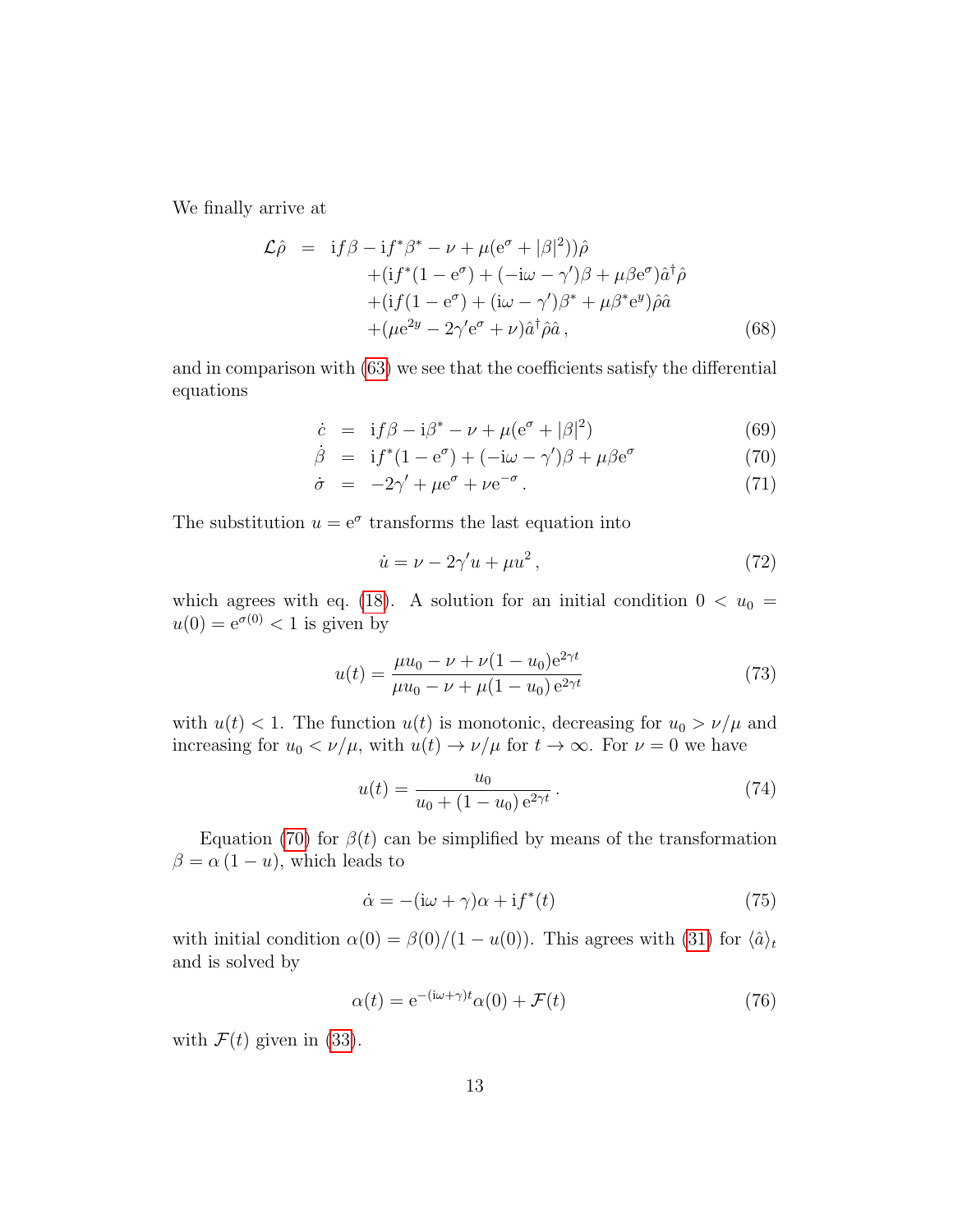We finally arrive at

$$
\begin{aligned}
\mathcal{L}\hat{\rho} &= \mathrm{i}f\beta - \mathrm{i}f^*\beta^* - \nu + \mu(\mathrm{e}^{\sigma} + |\beta|^2))\hat{\rho} \\
&\quad +(\mathrm{i}f^*(1-\mathrm{e}^{\sigma}) + (-\mathrm{i}\omega - \gamma')\beta + \mu\beta\mathrm{e}^{\sigma})\hat{a}^{\dagger}\hat{\rho} \\
&\quad +(\mathrm{i}f(1-\mathrm{e}^{\sigma}) + (\mathrm{i}\omega - \gamma')\beta^* + \mu\beta^*\mathrm{e}^{y})\hat{\rho}\hat{a} \\
&\quad +(\mu\mathrm{e}^{2y} - 2\gamma'\mathrm{e}^{\sigma} + \nu)\hat{a}^{\dagger}\hat{\rho}\hat{a}\,, \qquad (68)
\end{aligned}
$$

and in comparison with (63) we see that the coefficients satisfy the differential equations

$$
\dot{c} = \mathrm{i}f\beta - \mathrm{i}\beta^* - \nu + \mu(\mathrm{e}^{\sigma} + |\beta|^2) \qquad (69)
$$

$$
\dot{\beta} = \mathrm{i}f^*(1-\mathrm{e}^{\sigma}) + (-\mathrm{i}\omega - \gamma')\beta + \mu\beta\mathrm{e}^{\sigma} \qquad (70)
$$

$$
\dot{\sigma} = -2\gamma' + \mu\mathrm{e}^{\sigma} + \nu\mathrm{e}^{-\sigma}\,. \qquad (71)
$$

The substitution $u = \mathrm{e}^{\sigma}$ transforms the last equation into

$$
\dot{u} = \nu - 2\gamma' u + \mu u^2\,, \qquad (72)
$$

which agrees with eq. (18). A solution for an initial condition $0 < u_0 = u(0) = \mathrm{e}^{\sigma(0)} < 1$ is given by

$$
u(t) = \frac{\mu u_0 - \nu + \nu(1-u_0)\mathrm{e}^{2\gamma t}}{\mu u_0 - \nu + \mu(1-u_0)\,\mathrm{e}^{2\gamma t}} \qquad (73)
$$

with $u(t) < 1$. The function $u(t)$ is monotonic, decreasing for $u_0 > \nu/\mu$ and increasing for $u_0 < \nu/\mu$, with $u(t) \to \nu/\mu$ for $t \to \infty$. For $\nu = 0$ we have

$$
u(t) = \frac{u_0}{u_0 + (1-u_0)\,\mathrm{e}^{2\gamma t}}\,. \qquad (74)
$$

Equation (70) for $\beta(t)$ can be simplified by means of the transformation $\beta = \alpha\,(1-u)$, which leads to

$$
\dot{\alpha} = -(\mathrm{i}\omega + \gamma)\alpha + \mathrm{i}f^*(t) \qquad (75)
$$

with initial condition $\alpha(0) = \beta(0)/(1-u(0))$. This agrees with (31) for $\langle \hat{a} \rangle_t$ and is solved by

$$
\alpha(t) = \mathrm{e}^{-(\mathrm{i}\omega+\gamma)t}\alpha(0) + \mathcal{F}(t) \qquad (76)
$$

with $\mathcal{F}(t)$ given in (33).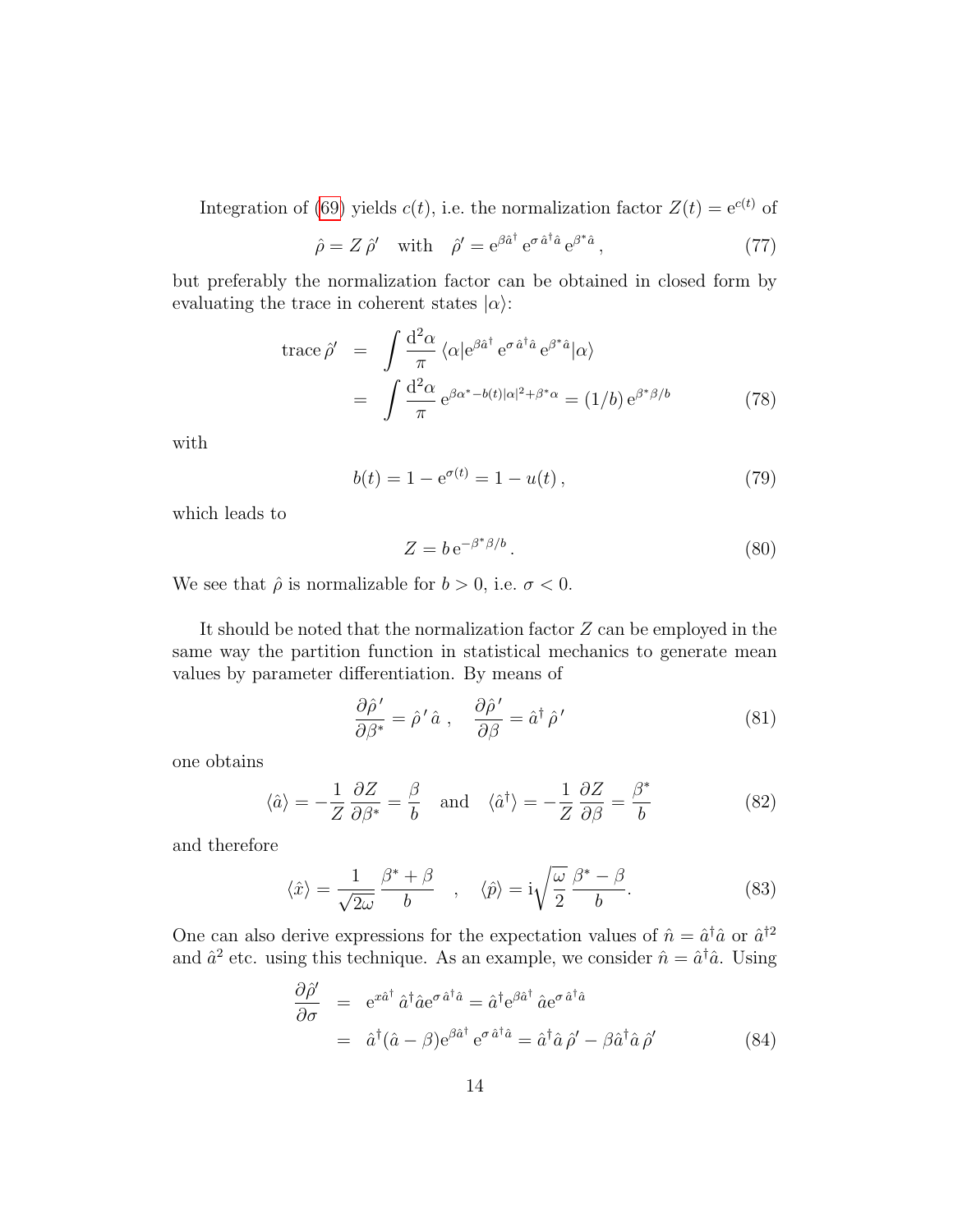Integration of (69) yields $c(t)$, i.e. the normalization factor $Z(t) = \mathrm{e}^{c(t)}$ of

$$\hat{\rho} = Z\,\hat{\rho}' \quad \text{with} \quad \hat{\rho}' = \mathrm{e}^{\beta\hat{a}^\dagger}\,\mathrm{e}^{\sigma\,\hat{a}^\dagger\hat{a}}\,\mathrm{e}^{\beta^*\hat{a}}\,, \tag{77}$$

but preferably the normalization factor can be obtained in closed form by evaluating the trace in coherent states $|\alpha\rangle$:

$$\begin{aligned} \operatorname{trace}\hat{\rho}' &= \int \frac{\mathrm{d}^2\alpha}{\pi}\,\langle\alpha|\mathrm{e}^{\beta\hat{a}^\dagger}\,\mathrm{e}^{\sigma\,\hat{a}^\dagger\hat{a}}\,\mathrm{e}^{\beta^*\hat{a}}|\alpha\rangle \\ &= \int \frac{\mathrm{d}^2\alpha}{\pi}\,\mathrm{e}^{\beta\alpha^* - b(t)|\alpha|^2 + \beta^*\alpha} = (1/b)\,\mathrm{e}^{\beta^*\beta/b} \end{aligned} \tag{78}$$

with

$$b(t) = 1 - \mathrm{e}^{\sigma(t)} = 1 - u(t)\,, \tag{79}$$

which leads to

$$Z = b\,\mathrm{e}^{-\beta^*\beta/b}\,. \tag{80}$$

We see that $\hat{\rho}$ is normalizable for $b > 0$, i.e. $\sigma < 0$.

It should be noted that the normalization factor $Z$ can be employed in the same way the partition function in statistical mechanics to generate mean values by parameter differentiation. By means of

$$\frac{\partial\hat{\rho}'}{\partial\beta^*} = \hat{\rho}'\,\hat{a}\;, \quad \frac{\partial\hat{\rho}'}{\partial\beta} = \hat{a}^\dagger\,\hat{\rho}' \tag{81}$$

one obtains

$$\langle\hat{a}\rangle = -\frac{1}{Z}\frac{\partial Z}{\partial\beta^*} = \frac{\beta}{b} \quad \text{and} \quad \langle\hat{a}^\dagger\rangle = -\frac{1}{Z}\frac{\partial Z}{\partial\beta} = \frac{\beta^*}{b} \tag{82}$$

and therefore

$$\langle\hat{x}\rangle = \frac{1}{\sqrt{2\omega}}\frac{\beta^* + \beta}{b} \quad , \quad \langle\hat{p}\rangle = \mathrm{i}\sqrt{\frac{\omega}{2}}\frac{\beta^* - \beta}{b}. \tag{83}$$

One can also derive expressions for the expectation values of $\hat{n} = \hat{a}^\dagger\hat{a}$ or $\hat{a}^{\dagger 2}$ and $\hat{a}^2$ etc. using this technique. As an example, we consider $\hat{n} = \hat{a}^\dagger\hat{a}$. Using

$$\begin{aligned} \frac{\partial\hat{\rho}'}{\partial\sigma} &= \mathrm{e}^{x\hat{a}^\dagger}\,\hat{a}^\dagger\hat{a}\mathrm{e}^{\sigma\,\hat{a}^\dagger\hat{a}} = \hat{a}^\dagger\mathrm{e}^{\beta\hat{a}^\dagger}\,\hat{a}\mathrm{e}^{\sigma\,\hat{a}^\dagger\hat{a}} \\ &= \hat{a}^\dagger(\hat{a} - \beta)\mathrm{e}^{\beta\hat{a}^\dagger}\,\mathrm{e}^{\sigma\,\hat{a}^\dagger\hat{a}} = \hat{a}^\dagger\hat{a}\,\hat{\rho}' - \beta\hat{a}^\dagger\hat{a}\,\hat{\rho}' \end{aligned} \tag{84}$$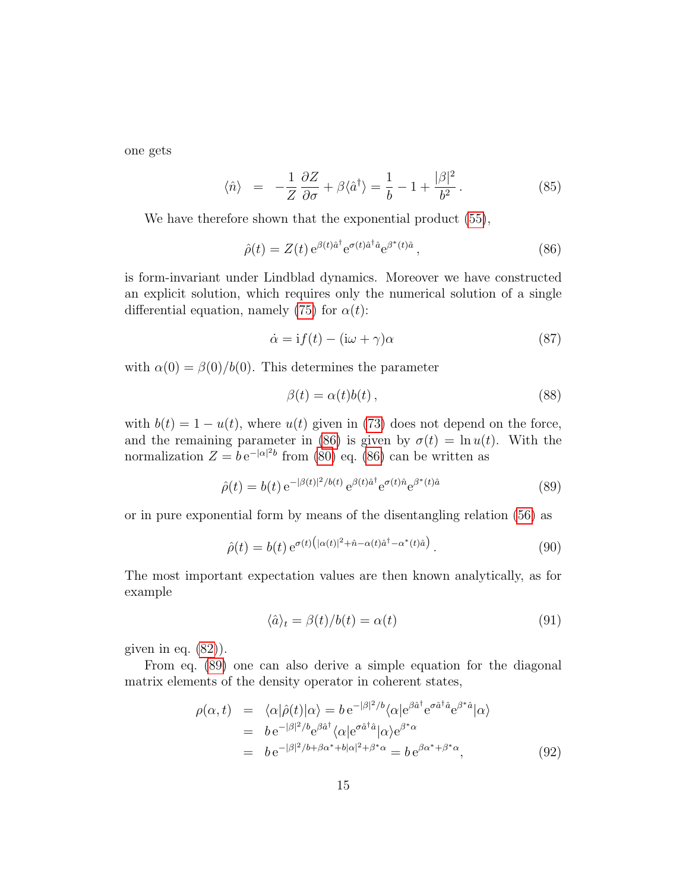one gets

$$\langle \hat{n} \rangle \;=\; -\frac{1}{Z}\,\frac{\partial Z}{\partial \sigma} + \beta \langle \hat{a}^\dagger \rangle = \frac{1}{b} - 1 + \frac{|\beta|^2}{b^2}\,. \tag{85}$$

We have therefore shown that the exponential product (55),

$$\hat{\rho}(t) = Z(t)\,\mathrm{e}^{\beta(t)\hat{a}^\dagger}\mathrm{e}^{\sigma(t)\hat{a}^\dagger\hat{a}}\mathrm{e}^{\beta^*(t)\hat{a}}\,, \tag{86}$$

is form-invariant under Lindblad dynamics. Moreover we have constructed an explicit solution, which requires only the numerical solution of a single differential equation, namely (75) for $\alpha(t)$:

$$\dot{\alpha} = \mathrm{i}f(t) - (\mathrm{i}\omega + \gamma)\alpha \tag{87}$$

with $\alpha(0) = \beta(0)/b(0)$. This determines the parameter

$$\beta(t) = \alpha(t)b(t)\,, \tag{88}$$

with $b(t) = 1 - u(t)$, where $u(t)$ given in (73) does not depend on the force, and the remaining parameter in (86) is given by $\sigma(t) = \ln u(t)$. With the normalization $Z = b\,\mathrm{e}^{-|\alpha|^2 b}$ from (80) eq. (86) can be written as

$$\hat{\rho}(t) = b(t)\,\mathrm{e}^{-|\beta(t)|^2/b(t)}\,\mathrm{e}^{\beta(t)\hat{a}^\dagger}\mathrm{e}^{\sigma(t)\hat{n}}\mathrm{e}^{\beta^*(t)\hat{a}} \tag{89}$$

or in pure exponential form by means of the disentangling relation (56) as

$$\hat{\rho}(t) = b(t)\,\mathrm{e}^{\sigma(t)\left(|\alpha(t)|^2 + \hat{n} - \alpha(t)\hat{a}^\dagger - \alpha^*(t)\hat{a}\right)}\,. \tag{90}$$

The most important expectation values are then known analytically, as for example

$$\langle \hat{a} \rangle_t = \beta(t)/b(t) = \alpha(t) \tag{91}$$

given in eq. (82)).

From eq. (89) one can also derive a simple equation for the diagonal matrix elements of the density operator in coherent states,

$$\begin{aligned}
\rho(\alpha,t) &= \langle \alpha|\hat{\rho}(t)|\alpha\rangle = b\,\mathrm{e}^{-|\beta|^2/b}\langle \alpha|\mathrm{e}^{\beta\hat{a}^\dagger}\mathrm{e}^{\sigma\hat{a}^\dagger\hat{a}}\mathrm{e}^{\beta^*\hat{a}}|\alpha\rangle \\
&= b\,\mathrm{e}^{-|\beta|^2/b}\mathrm{e}^{\beta\hat{a}^\dagger}\langle \alpha|\mathrm{e}^{\sigma\hat{a}^\dagger\hat{a}}|\alpha\rangle\mathrm{e}^{\beta^*\alpha} \\
&= b\,\mathrm{e}^{-|\beta|^2/b + \beta\alpha^* + b|\alpha|^2 + \beta^*\alpha} = b\,\mathrm{e}^{\beta\alpha^* + \beta^*\alpha},
\end{aligned} \tag{92}$$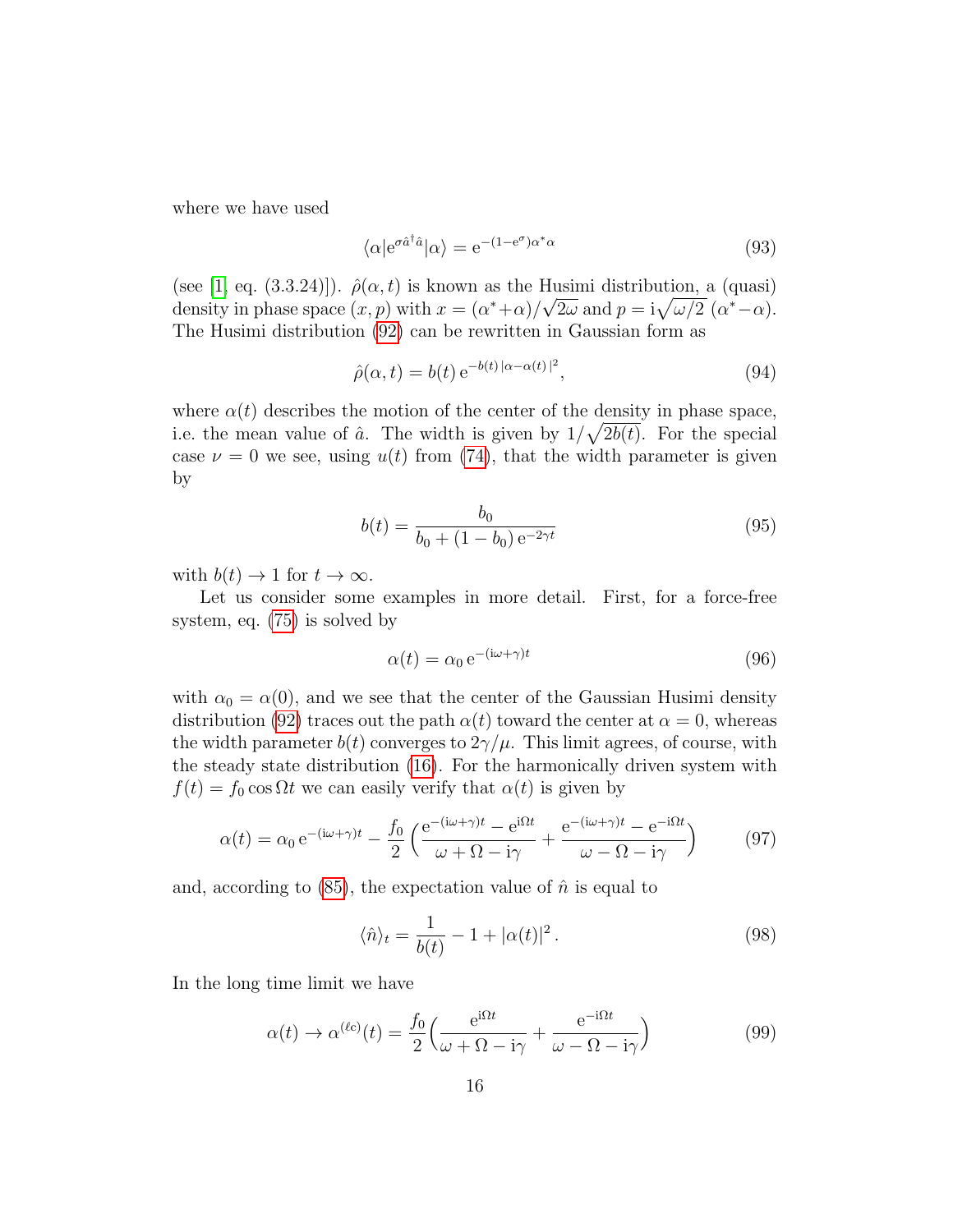where we have used

$$\langle\alpha|\mathrm{e}^{\sigma\hat{a}^\dagger\hat{a}}|\alpha\rangle = \mathrm{e}^{-(1-\mathrm{e}^{\sigma})\alpha^*\alpha} \tag{93}$$

(see [1] eq. (3.3.24)]). $\hat{\rho}(\alpha, t)$ is known as the Husimi distribution, a (quasi) density in phase space $(x, p)$ with $x = (\alpha^*+\alpha)/\sqrt{2\omega}$ and $p = \mathrm{i}\sqrt{\omega/2}\,(\alpha^*-\alpha)$. The Husimi distribution (92) can be rewritten in Gaussian form as

$$\hat{\rho}(\alpha, t) = b(t)\,\mathrm{e}^{-b(t)\,|\alpha-\alpha(t)\,|^2}, \tag{94}$$

where $\alpha(t)$ describes the motion of the center of the density in phase space, i.e. the mean value of $\hat{a}$. The width is given by $1/\sqrt{2b(t)}$. For the special case $\nu = 0$ we see, using $u(t)$ from (74), that the width parameter is given by

$$b(t) = \frac{b_0}{b_0 + (1-b_0)\,\mathrm{e}^{-2\gamma t}} \tag{95}$$

with $b(t) \to 1$ for $t \to \infty$.

Let us consider some examples in more detail. First, for a force-free system, eq. (75) is solved by

$$\alpha(t) = \alpha_0\,\mathrm{e}^{-(\mathrm{i}\omega+\gamma)t} \tag{96}$$

with $\alpha_0 = \alpha(0)$, and we see that the center of the Gaussian Husimi density distribution (92) traces out the path $\alpha(t)$ toward the center at $\alpha = 0$, whereas the width parameter $b(t)$ converges to $2\gamma/\mu$. This limit agrees, of course, with the steady state distribution (16). For the harmonically driven system with $f(t) = f_0 \cos \Omega t$ we can easily verify that $\alpha(t)$ is given by

$$\alpha(t) = \alpha_0\,\mathrm{e}^{-(\mathrm{i}\omega+\gamma)t} - \frac{f_0}{2}\Big(\frac{\mathrm{e}^{-(\mathrm{i}\omega+\gamma)t} - \mathrm{e}^{\mathrm{i}\Omega t}}{\omega+\Omega-\mathrm{i}\gamma} + \frac{\mathrm{e}^{-(\mathrm{i}\omega+\gamma)t} - \mathrm{e}^{-\mathrm{i}\Omega t}}{\omega-\Omega-\mathrm{i}\gamma}\Big) \tag{97}$$

and, according to (85), the expectation value of $\hat{n}$ is equal to

$$\langle\hat{n}\rangle_t = \frac{1}{b(t)} - 1 + |\alpha(t)|^2\,. \tag{98}$$

In the long time limit we have

$$\alpha(t) \to \alpha^{(\ell c)}(t) = \frac{f_0}{2}\Big(\frac{\mathrm{e}^{\mathrm{i}\Omega t}}{\omega+\Omega-\mathrm{i}\gamma} + \frac{\mathrm{e}^{-\mathrm{i}\Omega t}}{\omega-\Omega-\mathrm{i}\gamma}\Big) \tag{99}$$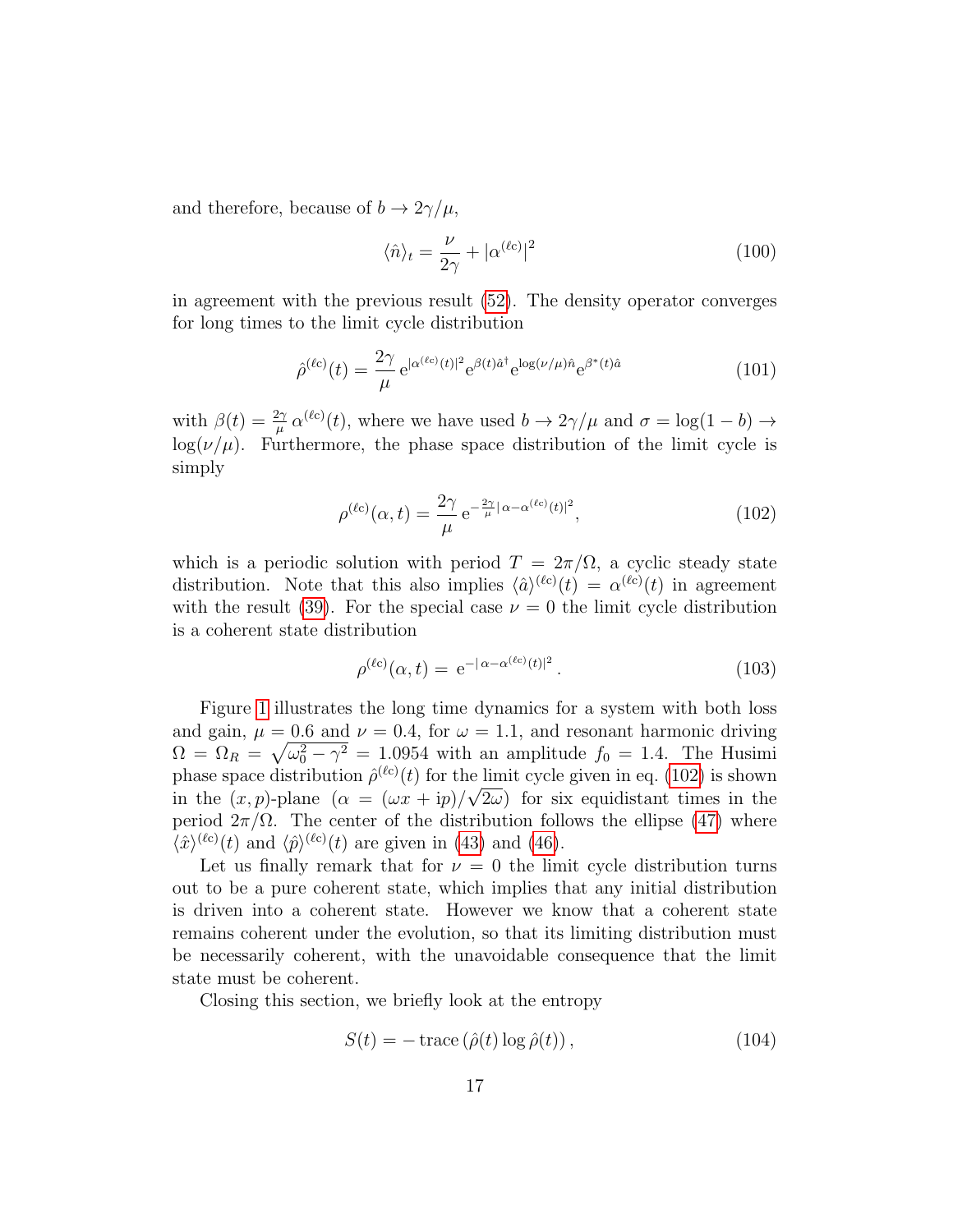and therefore, because of $b \to 2\gamma/\mu$,

$$\langle \hat{n} \rangle_t = \frac{\nu}{2\gamma} + |\alpha^{(\ell c)}|^2 \tag{100}$$

in agreement with the previous result (52). The density operator converges for long times to the limit cycle distribution

$$\hat{\rho}^{(\ell c)}(t) = \frac{2\gamma}{\mu}\, \mathrm{e}^{|\alpha^{(\ell c)}(t)|^2} \mathrm{e}^{\beta(t)\hat{a}^\dagger} \mathrm{e}^{\log(\nu/\mu)\hat{n}} \mathrm{e}^{\beta^*(t)\hat{a}} \tag{101}$$

with $\beta(t) = \frac{2\gamma}{\mu}\, \alpha^{(\ell c)}(t)$, where we have used $b \to 2\gamma/\mu$ and $\sigma = \log(1-b) \to \log(\nu/\mu)$. Furthermore, the phase space distribution of the limit cycle is simply

$$\rho^{(\ell c)}(\alpha, t) = \frac{2\gamma}{\mu}\, \mathrm{e}^{-\frac{2\gamma}{\mu}|\,\alpha - \alpha^{(\ell c)}(t)|^2}, \tag{102}$$

which is a periodic solution with period $T = 2\pi/\Omega$, a cyclic steady state distribution. Note that this also implies $\langle \hat{a} \rangle^{(\ell c)}(t) = \alpha^{(\ell c)}(t)$ in agreement with the result (39). For the special case $\nu = 0$ the limit cycle distribution is a coherent state distribution

$$\rho^{(\ell c)}(\alpha, t) = \,\mathrm{e}^{-|\,\alpha - \alpha^{(\ell c)}(t)|^2}\,. \tag{103}$$

Figure 1 illustrates the long time dynamics for a system with both loss and gain, $\mu = 0.6$ and $\nu = 0.4$, for $\omega = 1.1$, and resonant harmonic driving $\Omega = \Omega_R = \sqrt{\omega_0^2 - \gamma^2} = 1.0954$ with an amplitude $f_0 = 1.4$. The Husimi phase space distribution $\hat{\rho}^{(\ell c)}(t)$ for the limit cycle given in eq. (102) is shown in the $(x, p)$-plane ($\alpha = (\omega x + \mathrm{i}p)/\sqrt{2\omega}$) for six equidistant times in the period $2\pi/\Omega$. The center of the distribution follows the ellipse (47) where $\langle \hat{x} \rangle^{(\ell c)}(t)$ and $\langle \hat{p} \rangle^{(\ell c)}(t)$ are given in (43) and (46).

Let us finally remark that for $\nu = 0$ the limit cycle distribution turns out to be a pure coherent state, which implies that any initial distribution is driven into a coherent state. However we know that a coherent state remains coherent under the evolution, so that its limiting distribution must be necessarily coherent, with the unavoidable consequence that the limit state must be coherent.

Closing this section, we briefly look at the entropy

$$S(t) = -\,\mathrm{trace}\left(\hat{\rho}(t) \log \hat{\rho}(t)\right), \tag{104}$$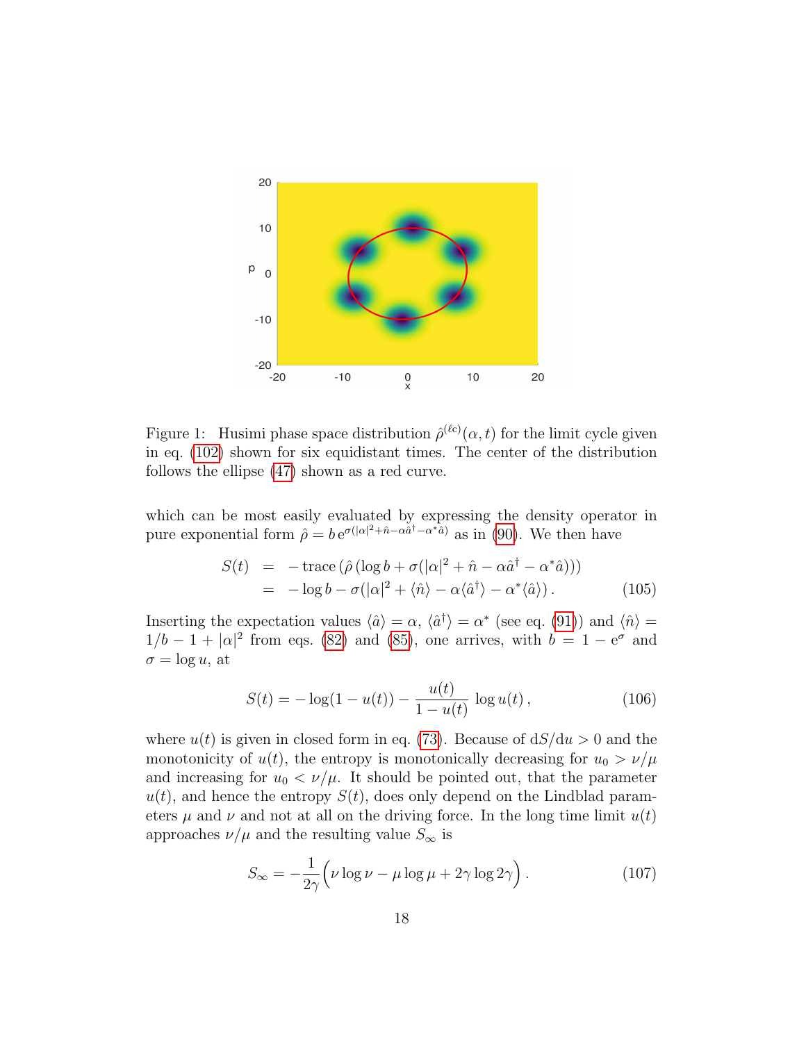Figure 1: Husimi phase space distribution $\hat{\rho}^{(\ell c)}(\alpha, t)$ for the limit cycle given in eq. (102) shown for six equidistant times. The center of the distribution follows the ellipse (47) shown as a red curve.

which can be most easily evaluated by expressing the density operator in pure exponential form $\hat{\rho} = b\,\mathrm{e}^{\sigma(|\alpha|^2+\hat{n}-\alpha\hat{a}^\dagger-\alpha^*\hat{a})}$ as in (90). We then have

$$
\begin{aligned}
S(t) &= -\,\mathrm{trace}\left(\hat{\rho}\left(\log b + \sigma(|\alpha|^2 + \hat{n} - \alpha\hat{a}^\dagger - \alpha^*\hat{a})\right)\right) \\
&= -\log b - \sigma(|\alpha|^2 + \langle\hat{n}\rangle - \alpha\langle\hat{a}^\dagger\rangle - \alpha^*\langle\hat{a}\rangle)\,. \qquad (105)
\end{aligned}
$$

Inserting the expectation values $\langle\hat{a}\rangle = \alpha$, $\langle\hat{a}^\dagger\rangle = \alpha^*$ (see eq. (91)) and $\langle\hat{n}\rangle = 1/b - 1 + |\alpha|^2$ from eqs. (82) and (85), one arrives, with $b = 1 - \mathrm{e}^\sigma$ and $\sigma = \log u$, at

$$
S(t) = -\log(1-u(t)) - \frac{u(t)}{1-u(t)}\,\log u(t)\,, \qquad (106)
$$

where $u(t)$ is given in closed form in eq. (73). Because of $\mathrm{d}S/\mathrm{d}u > 0$ and the monotonicity of $u(t)$, the entropy is monotonically decreasing for $u_0 > \nu/\mu$ and increasing for $u_0 < \nu/\mu$. It should be pointed out, that the parameter $u(t)$, and hence the entropy $S(t)$, does only depend on the Lindblad parameters $\mu$ and $\nu$ and not at all on the driving force. In the long time limit $u(t)$ approaches $\nu/\mu$ and the resulting value $S_\infty$ is

$$
S_\infty = -\frac{1}{2\gamma}\Big(\nu\log\nu - \mu\log\mu + 2\gamma\log 2\gamma\Big)\,. \qquad (107)
$$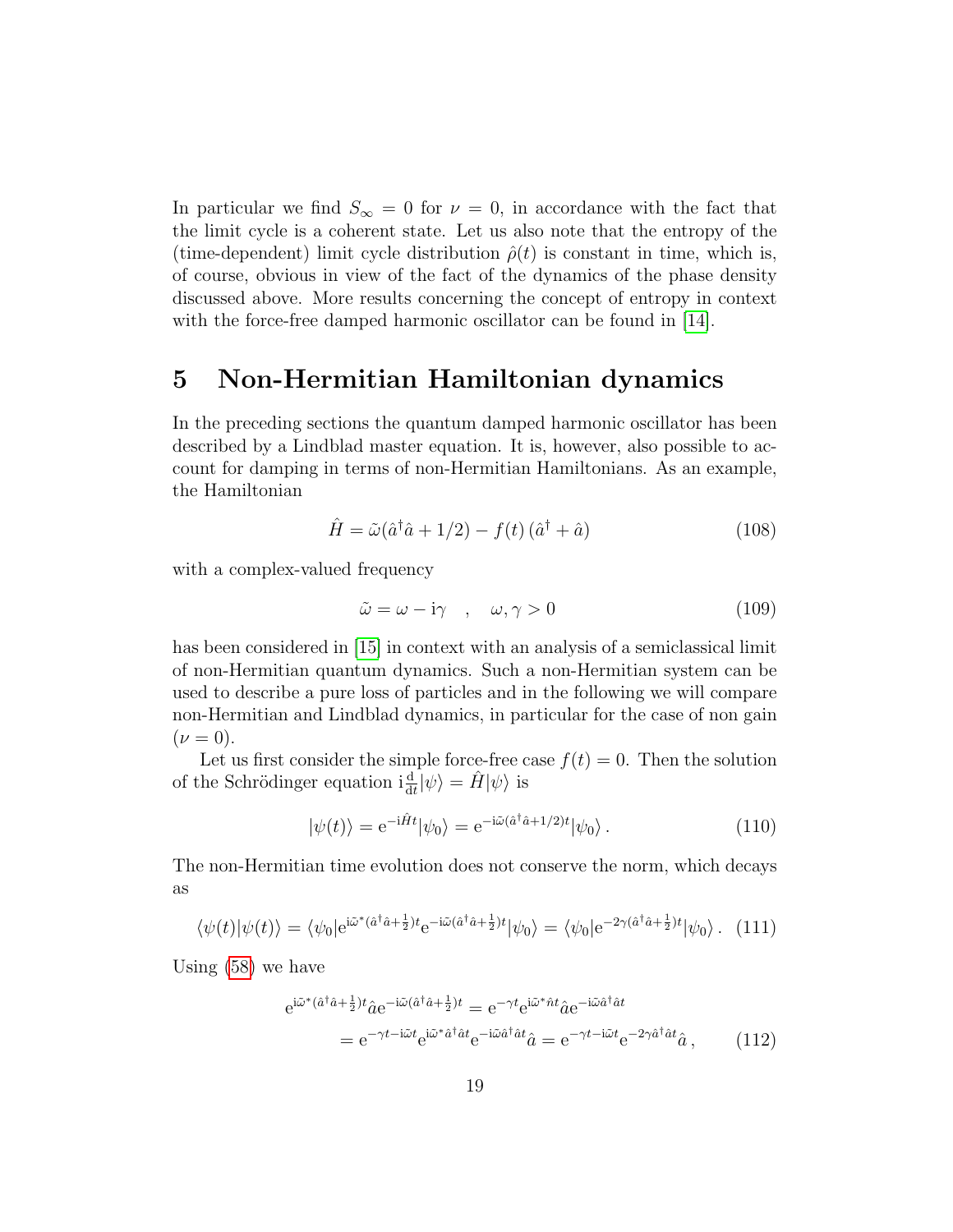In particular we find $S_\infty = 0$ for $\nu = 0$, in accordance with the fact that the limit cycle is a coherent state. Let us also note that the entropy of the (time-dependent) limit cycle distribution $\hat{\rho}(t)$ is constant in time, which is, of course, obvious in view of the fact of the dynamics of the phase density discussed above. More results concerning the concept of entropy in context with the force-free damped harmonic oscillator can be found in [14].

# 5 Non-Hermitian Hamiltonian dynamics

In the preceding sections the quantum damped harmonic oscillator has been described by a Lindblad master equation. It is, however, also possible to account for damping in terms of non-Hermitian Hamiltonians. As an example, the Hamiltonian

$$\hat{H} = \tilde{\omega}(\hat{a}^\dagger \hat{a} + 1/2) - f(t)\,(\hat{a}^\dagger + \hat{a}) \tag{108}$$

with a complex-valued frequency

$$\tilde{\omega} = \omega - \mathrm{i}\gamma \quad , \quad \omega, \gamma > 0 \tag{109}$$

has been considered in [15] in context with an analysis of a semiclassical limit of non-Hermitian quantum dynamics. Such a non-Hermitian system can be used to describe a pure loss of particles and in the following we will compare non-Hermitian and Lindblad dynamics, in particular for the case of non gain ($\nu = 0$).

Let us first consider the simple force-free case $f(t) = 0$. Then the solution of the Schrödinger equation $\mathrm{i}\frac{\mathrm{d}}{\mathrm{d}t}|\psi\rangle = \hat{H}|\psi\rangle$ is

$$|\psi(t)\rangle = \mathrm{e}^{-\mathrm{i}\hat{H}t}|\psi_0\rangle = \mathrm{e}^{-\mathrm{i}\tilde{\omega}(\hat{a}^\dagger \hat{a} + 1/2)t}|\psi_0\rangle\,. \tag{110}$$

The non-Hermitian time evolution does not conserve the norm, which decays as

$$\langle\psi(t)|\psi(t)\rangle = \langle\psi_0|\mathrm{e}^{\mathrm{i}\tilde{\omega}^*(\hat{a}^\dagger\hat{a}+\frac{1}{2})t}\mathrm{e}^{-\mathrm{i}\tilde{\omega}(\hat{a}^\dagger\hat{a}+\frac{1}{2})t}|\psi_0\rangle = \langle\psi_0|\mathrm{e}^{-2\gamma(\hat{a}^\dagger\hat{a}+\frac{1}{2})t}|\psi_0\rangle\,. \tag{111}$$

Using (58) we have

$$\begin{aligned}
\mathrm{e}^{\mathrm{i}\tilde{\omega}^*(\hat{a}^\dagger\hat{a}+\frac{1}{2})t}\hat{a}\mathrm{e}^{-\mathrm{i}\tilde{\omega}(\hat{a}^\dagger\hat{a}+\frac{1}{2})t} &= \mathrm{e}^{-\gamma t}\mathrm{e}^{\mathrm{i}\tilde{\omega}^*\hat{n}t}\hat{a}\mathrm{e}^{-\mathrm{i}\tilde{\omega}\hat{a}^\dagger\hat{a}t} \\
&= \mathrm{e}^{-\gamma t - \mathrm{i}\tilde{\omega}t}\mathrm{e}^{\mathrm{i}\tilde{\omega}^*\hat{a}^\dagger\hat{a}t}\mathrm{e}^{-\mathrm{i}\tilde{\omega}\hat{a}^\dagger\hat{a}t}\hat{a} = \mathrm{e}^{-\gamma t - \mathrm{i}\tilde{\omega}t}\mathrm{e}^{-2\gamma\hat{a}^\dagger\hat{a}t}\hat{a}\,,
\end{aligned} \tag{112}$$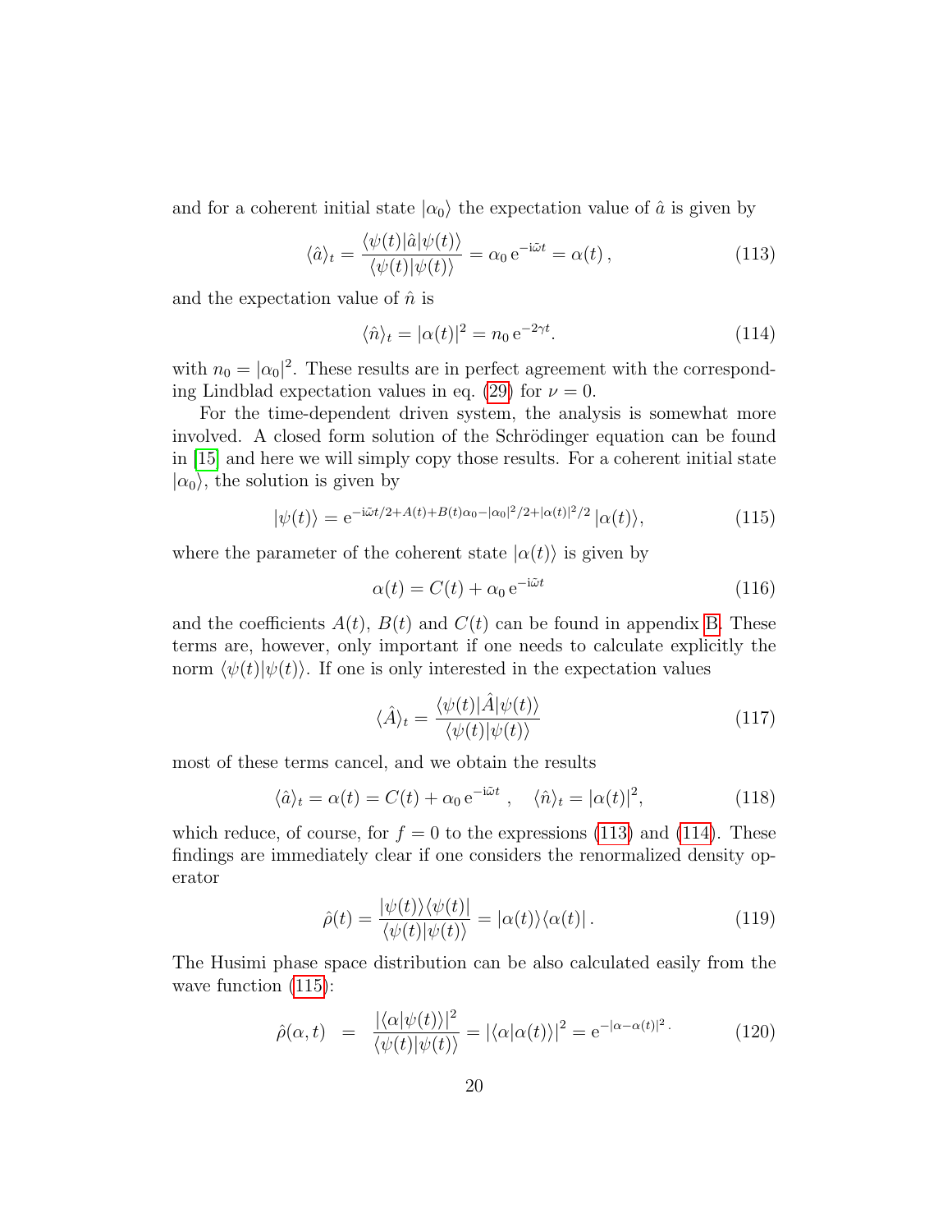and for a coherent initial state $|\alpha_0\rangle$ the expectation value of $\hat{a}$ is given by

$$\langle \hat{a} \rangle_t = \frac{\langle \psi(t)|\hat{a}|\psi(t)\rangle}{\langle \psi(t)|\psi(t)\rangle} = \alpha_0 \, \mathrm{e}^{-\mathrm{i}\tilde{\omega}t} = \alpha(t) \,, \tag{113}$$

and the expectation value of $\hat{n}$ is

$$\langle \hat{n} \rangle_t = |\alpha(t)|^2 = n_0 \, \mathrm{e}^{-2\gamma t}. \tag{114}$$

with $n_0 = |\alpha_0|^2$. These results are in perfect agreement with the corresponding Lindblad expectation values in eq. (29) for $\nu = 0$.

For the time-dependent driven system, the analysis is somewhat more involved. A closed form solution of the Schrödinger equation can be found in [15] and here we will simply copy those results. For a coherent initial state $|\alpha_0\rangle$, the solution is given by

$$|\psi(t)\rangle = \mathrm{e}^{-\mathrm{i}\tilde{\omega}t/2 + A(t) + B(t)\alpha_0 - |\alpha_0|^2/2 + |\alpha(t)|^2/2} \, |\alpha(t)\rangle, \tag{115}$$

where the parameter of the coherent state $|\alpha(t)\rangle$ is given by

$$\alpha(t) = C(t) + \alpha_0 \, \mathrm{e}^{-\mathrm{i}\tilde{\omega}t} \tag{116}$$

and the coefficients $A(t)$, $B(t)$ and $C(t)$ can be found in appendix B. These terms are, however, only important if one needs to calculate explicitly the norm $\langle \psi(t)|\psi(t)\rangle$. If one is only interested in the expectation values

$$\langle \hat{A} \rangle_t = \frac{\langle \psi(t)|\hat{A}|\psi(t)\rangle}{\langle \psi(t)|\psi(t)\rangle} \tag{117}$$

most of these terms cancel, and we obtain the results

$$\langle \hat{a} \rangle_t = \alpha(t) = C(t) + \alpha_0 \, \mathrm{e}^{-\mathrm{i}\tilde{\omega}t} \,, \quad \langle \hat{n} \rangle_t = |\alpha(t)|^2, \tag{118}$$

which reduce, of course, for $f = 0$ to the expressions (113) and (114). These findings are immediately clear if one considers the renormalized density operator

$$\hat{\rho}(t) = \frac{|\psi(t)\rangle\langle\psi(t)|}{\langle \psi(t)|\psi(t)\rangle} = |\alpha(t)\rangle\langle\alpha(t)| \,. \tag{119}$$

The Husimi phase space distribution can be also calculated easily from the wave function (115):

$$\hat{\rho}(\alpha, t) \;\; = \;\; \frac{|\langle \alpha|\psi(t)\rangle|^2}{\langle \psi(t)|\psi(t)\rangle} = |\langle \alpha|\alpha(t)\rangle|^2 = \mathrm{e}^{-|\alpha - \alpha(t)|^2} . \tag{120}$$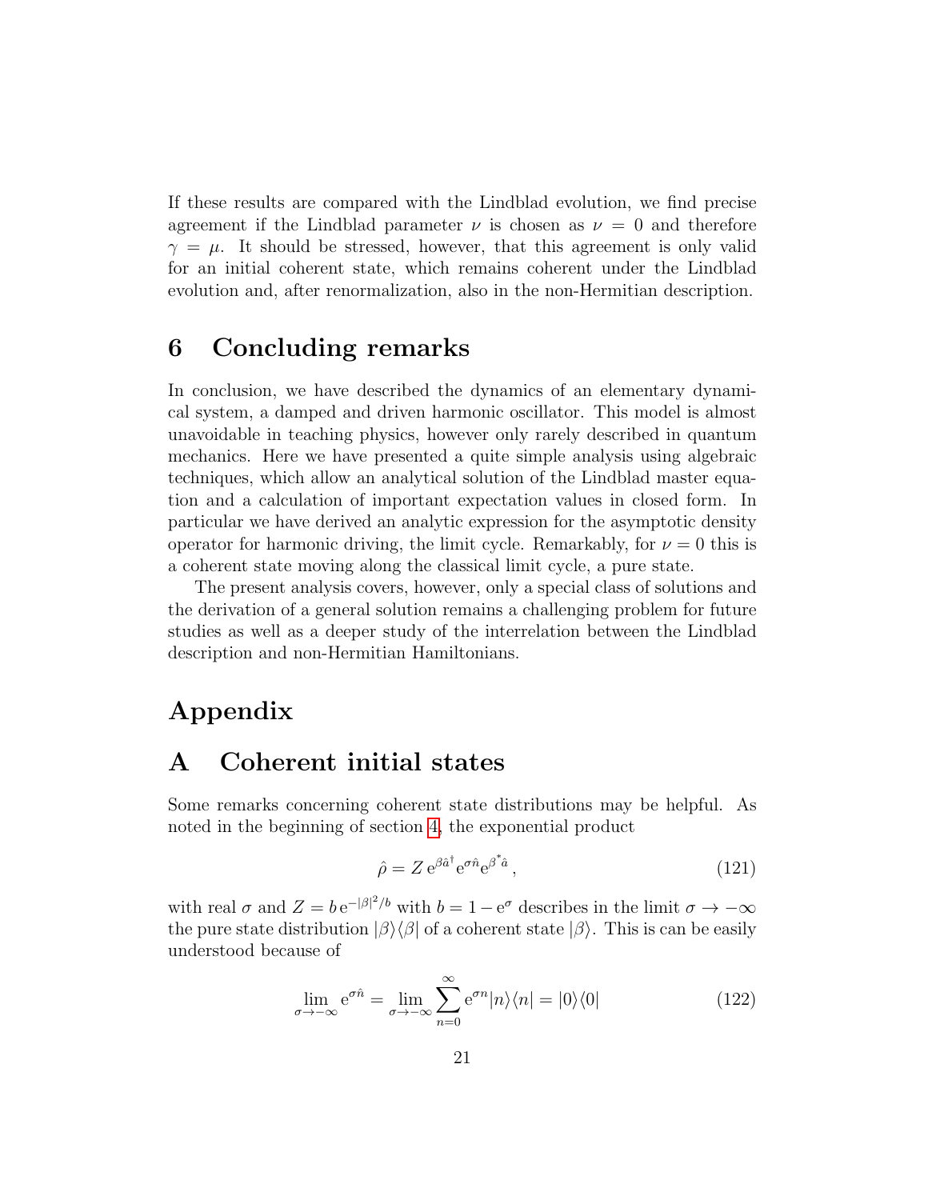If these results are compared with the Lindblad evolution, we find precise agreement if the Lindblad parameter $\nu$ is chosen as $\nu = 0$ and therefore $\gamma = \mu$. It should be stressed, however, that this agreement is only valid for an initial coherent state, which remains coherent under the Lindblad evolution and, after renormalization, also in the non-Hermitian description.

## 6 Concluding remarks

In conclusion, we have described the dynamics of an elementary dynamical system, a damped and driven harmonic oscillator. This model is almost unavoidable in teaching physics, however only rarely described in quantum mechanics. Here we have presented a quite simple analysis using algebraic techniques, which allow an analytical solution of the Lindblad master equation and a calculation of important expectation values in closed form. In particular we have derived an analytic expression for the asymptotic density operator for harmonic driving, the limit cycle. Remarkably, for $\nu = 0$ this is a coherent state moving along the classical limit cycle, a pure state.

The present analysis covers, however, only a special class of solutions and the derivation of a general solution remains a challenging problem for future studies as well as a deeper study of the interrelation between the Lindblad description and non-Hermitian Hamiltonians.

# Appendix

## A Coherent initial states

Some remarks concerning coherent state distributions may be helpful. As noted in the beginning of section 4, the exponential product

$$\hat{\rho} = Z\, \mathrm{e}^{\beta \hat{a}^\dagger} \mathrm{e}^{\sigma \hat{n}} \mathrm{e}^{\beta^* \hat{a}}\,, \tag{121}$$

with real $\sigma$ and $Z = b\, \mathrm{e}^{-|\beta|^2/b}$ with $b = 1 - \mathrm{e}^{\sigma}$ describes in the limit $\sigma \to -\infty$ the pure state distribution $|\beta\rangle\langle\beta|$ of a coherent state $|\beta\rangle$. This is can be easily understood because of

$$\lim_{\sigma \to -\infty} \mathrm{e}^{\sigma \hat{n}} = \lim_{\sigma \to -\infty} \sum_{n=0}^{\infty} \mathrm{e}^{\sigma n} |n\rangle\langle n| = |0\rangle\langle 0| \tag{122}$$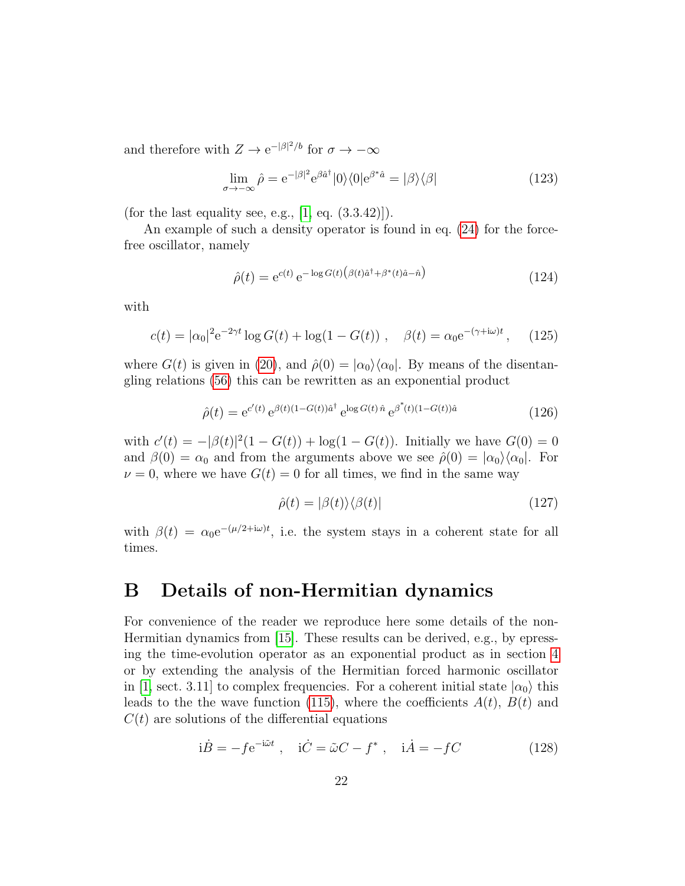and therefore with $Z \to \mathrm{e}^{-|\beta|^2/b}$ for $\sigma \to -\infty$

$$\lim_{\sigma \to -\infty} \hat{\rho} = \mathrm{e}^{-|\beta|^2} \mathrm{e}^{\beta \hat{a}^\dagger} |0\rangle\langle 0| \mathrm{e}^{\beta^* \hat{a}} = |\beta\rangle\langle\beta| \tag{123}$$

(for the last equality see, e.g., [1, eq. (3.3.42)]).

An example of such a density operator is found in eq. (24) for the force-free oscillator, namely

$$\hat{\rho}(t) = \mathrm{e}^{c(t)}\, \mathrm{e}^{-\log G(t)\left(\beta(t)\hat{a}^\dagger + \beta^*(t)\hat{a} - \hat{n}\right)} \tag{124}$$

with

$$c(t) = |\alpha_0|^2 \mathrm{e}^{-2\gamma t} \log G(t) + \log(1 - G(t)) \;, \quad \beta(t) = \alpha_0 \mathrm{e}^{-(\gamma + \mathrm{i}\omega)t} \,, \tag{125}$$

where $G(t)$ is given in (20), and $\hat{\rho}(0) = |\alpha_0\rangle\langle\alpha_0|$. By means of the disentangling relations (56) this can be rewritten as an exponential product

$$\hat{\rho}(t) = \mathrm{e}^{c'(t)}\, \mathrm{e}^{\beta(t)(1-G(t))\hat{a}^\dagger}\, \mathrm{e}^{\log G(t)\, \hat{n}}\, \mathrm{e}^{\beta^*(t)(1-G(t))\hat{a}} \tag{126}$$

with $c'(t) = -|\beta(t)|^2(1 - G(t)) + \log(1 - G(t))$. Initially we have $G(0) = 0$ and $\beta(0) = \alpha_0$ and from the arguments above we see $\hat{\rho}(0) = |\alpha_0\rangle\langle\alpha_0|$. For $\nu = 0$, where we have $G(t) = 0$ for all times, we find in the same way

$$\hat{\rho}(t) = |\beta(t)\rangle\langle\beta(t)| \tag{127}$$

with $\beta(t) = \alpha_0 \mathrm{e}^{-(\mu/2 + \mathrm{i}\omega)t}$, i.e. the system stays in a coherent state for all times.

# B Details of non-Hermitian dynamics

For convenience of the reader we reproduce here some details of the non-Hermitian dynamics from [15]. These results can be derived, e.g., by epressing the time-evolution operator as an exponential product as in section 4 or by extending the analysis of the Hermitian forced harmonic oscillator in [1, sect. 3.11] to complex frequencies. For a coherent initial state $|\alpha_0\rangle$ this leads to the the wave function (115), where the coefficients $A(t)$, $B(t)$ and $C(t)$ are solutions of the differential equations

$$\mathrm{i}\dot{B} = -f \mathrm{e}^{-\mathrm{i}\tilde{\omega} t} \;, \quad \mathrm{i}\dot{C} = \tilde{\omega} C - f^* \;, \quad \mathrm{i}\dot{A} = -fC \tag{128}$$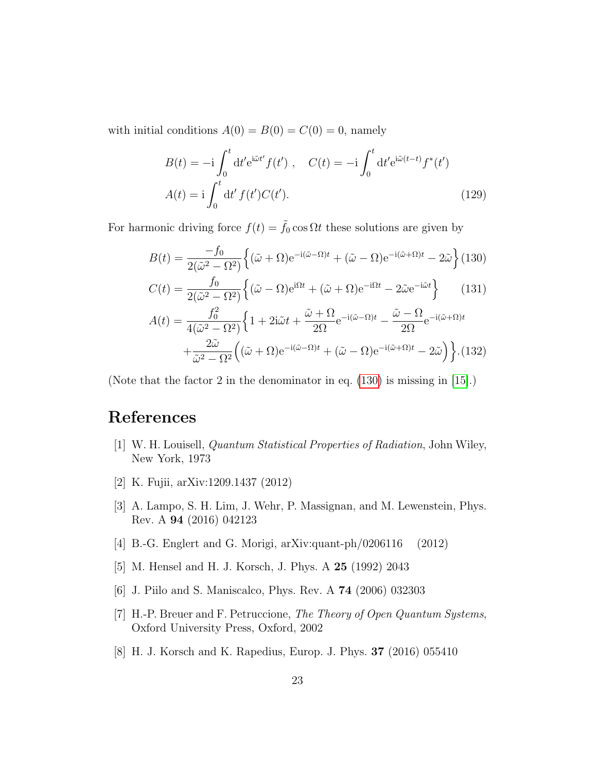with initial conditions $A(0) = B(0) = C(0) = 0$, namely

$$
\begin{aligned}
B(t) &= -\mathrm{i}\int_0^t \mathrm{d}t' \mathrm{e}^{\mathrm{i}\tilde{\omega}t'} f(t') \ , \quad C(t) = -\mathrm{i}\int_0^t \mathrm{d}t' \mathrm{e}^{\mathrm{i}\tilde{\omega}(t-t)} f^*(t') \\
A(t) &= \mathrm{i}\int_0^t \mathrm{d}t' \, f(t') C(t').
\end{aligned} \tag{129}
$$

For harmonic driving force $f(t) = \tilde{f}_0 \cos\Omega t$ these solutions are given by

$$
B(t) = \frac{-f_0}{2(\tilde{\omega}^2 - \Omega^2)}\Big\{(\tilde{\omega}+\Omega)\mathrm{e}^{-\mathrm{i}(\tilde{\omega}-\Omega)t} + (\tilde{\omega}-\Omega)\mathrm{e}^{-\mathrm{i}(\tilde{\omega}+\Omega)t} - 2\tilde{\omega}\Big\} \tag{130}
$$

$$
C(t) = \frac{f_0}{2(\tilde{\omega}^2 - \Omega^2)}\Big\{(\tilde{\omega}-\Omega)\mathrm{e}^{\mathrm{i}\Omega t} + (\tilde{\omega}+\Omega)\mathrm{e}^{-\mathrm{i}\Omega t} - 2\tilde{\omega}\mathrm{e}^{-\mathrm{i}\tilde{\omega}t}\Big\} \tag{131}
$$

$$
\begin{aligned}
A(t) = \frac{f_0^2}{4(\tilde{\omega}^2 - \Omega^2)}\Big\{&1 + 2\mathrm{i}\tilde{\omega}t + \frac{\tilde{\omega}+\Omega}{2\Omega}\mathrm{e}^{-\mathrm{i}(\tilde{\omega}-\Omega)t} - \frac{\tilde{\omega}-\Omega}{2\Omega}\mathrm{e}^{-\mathrm{i}(\tilde{\omega}+\Omega)t} \\
&+\frac{2\tilde{\omega}}{\tilde{\omega}^2-\Omega^2}\Big((\tilde{\omega}+\Omega)\mathrm{e}^{-\mathrm{i}(\tilde{\omega}-\Omega)t} + (\tilde{\omega}-\Omega)\mathrm{e}^{-\mathrm{i}(\tilde{\omega}+\Omega)t} - 2\tilde{\omega}\Big)\Big\}.
\end{aligned} \tag{132}
$$

(Note that the factor 2 in the denominator in eq. (130) is missing in [15].)

# References

[1] W. H. Louisell, *Quantum Statistical Properties of Radiation*, John Wiley, New York, 1973

[2] K. Fujii, arXiv:1209.1437 (2012)

[3] A. Lampo, S. H. Lim, J. Wehr, P. Massignan, and M. Lewenstein, Phys. Rev. A **94** (2016) 042123

[4] B.-G. Englert and G. Morigi, arXiv:quant-ph/0206116 (2012)

[5] M. Hensel and H. J. Korsch, J. Phys. A **25** (1992) 2043

[6] J. Piilo and S. Maniscalco, Phys. Rev. A **74** (2006) 032303

[7] H.-P. Breuer and F. Petruccione, *The Theory of Open Quantum Systems*, Oxford University Press, Oxford, 2002

[8] H. J. Korsch and K. Rapedius, Europ. J. Phys. **37** (2016) 055410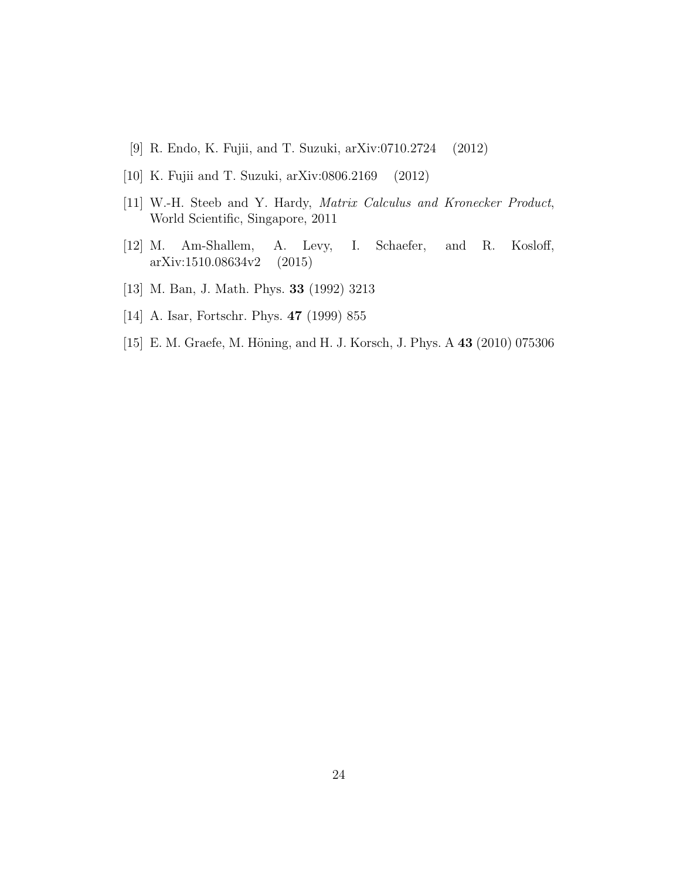[9] R. Endo, K. Fujii, and T. Suzuki, arXiv:0710.2724 (2012)

[10] K. Fujii and T. Suzuki, arXiv:0806.2169 (2012)

[11] W.-H. Steeb and Y. Hardy, *Matrix Calculus and Kronecker Product*, World Scientific, Singapore, 2011

[12] M. Am-Shallem, A. Levy, I. Schaefer, and R. Kosloff, arXiv:1510.08634v2 (2015)

[13] M. Ban, J. Math. Phys. **33** (1992) 3213

[14] A. Isar, Fortschr. Phys. **47** (1999) 855

[15] E. M. Graefe, M. Höning, and H. J. Korsch, J. Phys. A **43** (2010) 075306